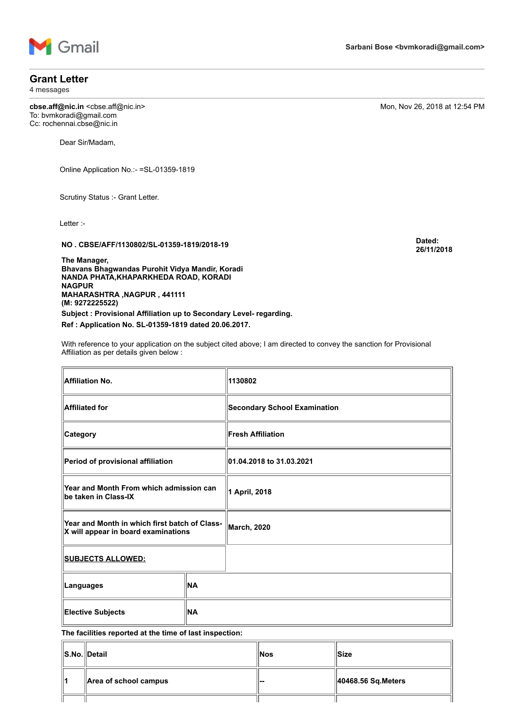Gmail

**Sarbani Bose <bvmkoradi@gmail.com>**

## Grant Letter

4 messages

**cbse.aff@nic.in** <cbse.aff@nic.in>
To: bvmkoradi@gmail.com
Cc: rochennai.cbse@nic.in

Mon, Nov 26, 2018 at 12:54 PM

Dear Sir/Madam,

Online Application No.:- =SL-01359-1819

Scrutiny Status :- Grant Letter.

Letter :-

**NO . CBSE/AFF/1130802/SL-01359-1819/2018-19**

**Dated: 26/11/2018**

**The Manager,**
**Bhavans Bhagwandas Purohit Vidya Mandir, Koradi**
**NANDA PHATA,KHAPARKHEDA ROAD, KORADI**
**NAGPUR**
**MAHARASHTRA ,NAGPUR , 441111**
**(M: 9272225522)**

**Subject : Provisional Affiliation up to Secondary Level- regarding.**

**Ref : Application No. SL-01359-1819 dated 20.06.2017.**

With reference to your application on the subject cited above; I am directed to convey the sanction for Provisional Affiliation as per details given below :

| | |
|---|---|
| **Affiliation No.** | **1130802** |
| **Affiliated for** | **Secondary School Examination** |
| **Category** | **Fresh Affiliation** |
| **Period of provisional affiliation** | **01.04.2018 to 31.03.2021** |
| **Year and Month From which admission can be taken in Class-IX** | **1 April, 2018** |
| **Year and Month in which first batch of Class-X will appear in board examinations** | **March, 2020** |
| **SUBJECTS ALLOWED:** | |
| **Languages** | **NA** |
| **Elective Subjects** | **NA** |

**The facilities reported at the time of last inspection:**

| S.No. | Detail | Nos | Size |
|---|---|---|---|
| 1 | Area of school campus | -- | 40468.56 Sq.Meters |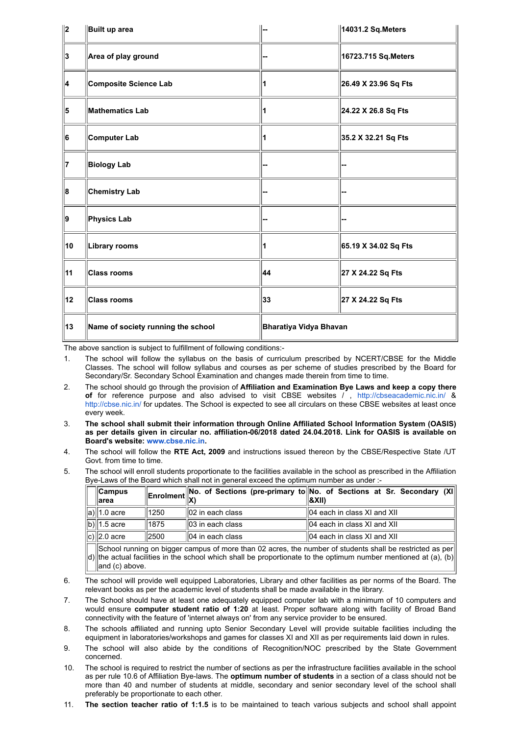| | | | |
|---|---|---|---|
| **2** | **Built up area** | **--** | **14031.2 Sq.Meters** |
| **3** | **Area of play ground** | **--** | **16723.715 Sq.Meters** |
| **4** | **Composite Science Lab** | **1** | **26.49 X 23.96 Sq Fts** |
| **5** | **Mathematics Lab** | **1** | **24.22 X 26.8 Sq Fts** |
| **6** | **Computer Lab** | **1** | **35.2 X 32.21 Sq Fts** |
| **7** | **Biology Lab** | **--** | **--** |
| **8** | **Chemistry Lab** | **--** | **--** |
| **9** | **Physics Lab** | **--** | **--** |
| **10** | **Library rooms** | **1** | **65.19 X 34.02 Sq Fts** |
| **11** | **Class rooms** | **44** | **27 X 24.22 Sq Fts** |
| **12** | **Class rooms** | **33** | **27 X 24.22 Sq Fts** |
| **13** | **Name of society running the school** | **Bharatiya Vidya Bhavan** | |

The above sanction is subject to fulfillment of following conditions:-

1. The school will follow the syllabus on the basis of curriculum prescribed by NCERT/CBSE for the Middle Classes. The school will follow syllabus and courses as per scheme of studies prescribed by the Board for Secondary/Sr. Secondary School Examination and changes made therein from time to time.
2. The school should go through the provision of **Affiliation and Examination Bye Laws and keep a copy there of** for reference purpose and also advised to visit CBSE websites / , http://cbseacademic.nic.in/ & http://cbse.nic.in/ for updates. The School is expected to see all circulars on these CBSE websites at least once every week.
3. **The school shall submit their information through Online Affiliated School Information System (OASIS) as per details given in circular no. affiliation-06/2018 dated 24.04.2018. Link for OASIS is available on Board's website: www.cbse.nic.in.**
4. The school will follow the **RTE Act, 2009** and instructions issued thereon by the CBSE/Respective State /UT Govt. from time to time.
5. The school will enroll students proportionate to the facilities available in the school as prescribed in the Affiliation Bye-Laws of the Board which shall not in general exceed the optimum number as under :-

| | **Campus area** | **Enrolment** | **No. of Sections (pre-primary to X)** | **No. of Sections at Sr. Secondary (XI &XII)** |
|---|---|---|---|---|
| a) | 1.0 acre | 1250 | 02 in each class | 04 each in class XI and XII |
| b) | 1.5 acre | 1875 | 03 in each class | 04 each in class XI and XII |
| c) | 2.0 acre | 2500 | 04 in each class | 04 each in class XI and XII |
| d) | School running on bigger campus of more than 02 acres, the number of students shall be restricted as per the actual facilities in the school which shall be proportionate to the optimum number mentioned at (a), (b) and (c) above. | | | |

6. The school will provide well equipped Laboratories, Library and other facilities as per norms of the Board. The relevant books as per the academic level of students shall be made available in the library.
7. The School should have at least one adequately equipped computer lab with a minimum of 10 computers and would ensure **computer student ratio of 1:20** at least. Proper software along with facility of Broad Band connectivity with the feature of 'internet always on' from any service provider to be ensured.
8. The schools affiliated and running upto Senior Secondary Level will provide suitable facilities including the equipment in laboratories/workshops and games for classes XI and XII as per requirements laid down in rules.
9. The school will also abide by the conditions of Recognition/NOC prescribed by the State Government concerned.
10. The school is required to restrict the number of sections as per the infrastructure facilities available in the school as per rule 10.6 of Affiliation Bye-laws. The **optimum number of students** in a section of a class should not be more than 40 and number of students at middle, secondary and senior secondary level of the school shall preferably be proportionate to each other.
11. **The section teacher ratio of 1:1.5** is to be maintained to teach various subjects and school shall appoint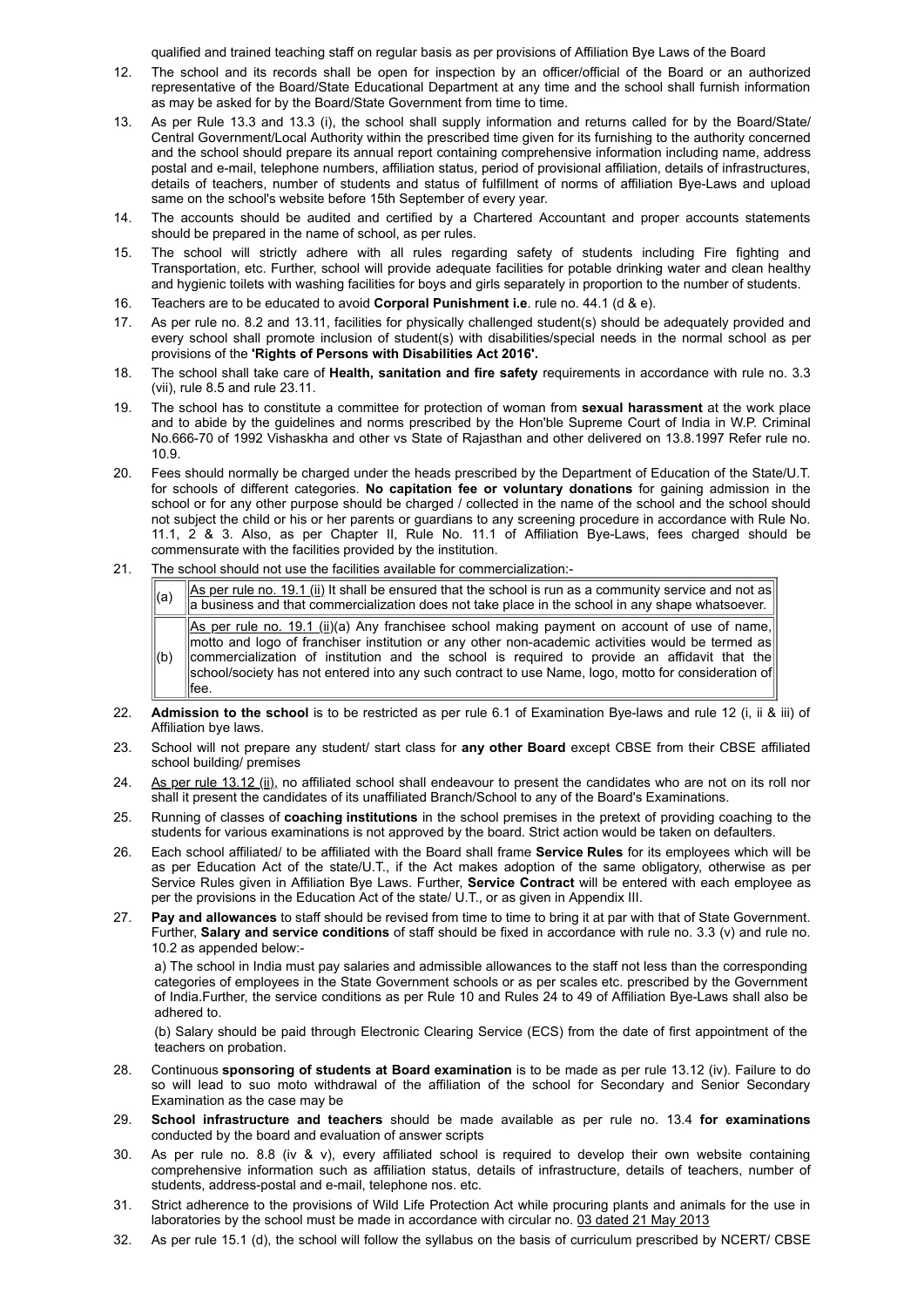qualified and trained teaching staff on regular basis as per provisions of Affiliation Bye Laws of the Board

12. The school and its records shall be open for inspection by an officer/official of the Board or an authorized representative of the Board/State Educational Department at any time and the school shall furnish information as may be asked for by the Board/State Government from time to time.

13. As per Rule 13.3 and 13.3 (i), the school shall supply information and returns called for by the Board/State/ Central Government/Local Authority within the prescribed time given for its furnishing to the authority concerned and the school should prepare its annual report containing comprehensive information including name, address postal and e-mail, telephone numbers, affiliation status, period of provisional affiliation, details of infrastructures, details of teachers, number of students and status of fulfillment of norms of affiliation Bye-Laws and upload same on the school's website before 15th September of every year.

14. The accounts should be audited and certified by a Chartered Accountant and proper accounts statements should be prepared in the name of school, as per rules.

15. The school will strictly adhere with all rules regarding safety of students including Fire fighting and Transportation, etc. Further, school will provide adequate facilities for potable drinking water and clean healthy and hygienic toilets with washing facilities for boys and girls separately in proportion to the number of students.

16. Teachers are to be educated to avoid **Corporal Punishment i.e**. rule no. 44.1 (d & e).

17. As per rule no. 8.2 and 13.11, facilities for physically challenged student(s) should be adequately provided and every school shall promote inclusion of student(s) with disabilities/special needs in the normal school as per provisions of the **'Rights of Persons with Disabilities Act 2016'.**

18. The school shall take care of **Health, sanitation and fire safety** requirements in accordance with rule no. 3.3 (vii), rule 8.5 and rule 23.11.

19. The school has to constitute a committee for protection of woman from **sexual harassment** at the work place and to abide by the guidelines and norms prescribed by the Hon'ble Supreme Court of India in W.P. Criminal No.666-70 of 1992 Vishaskha and other vs State of Rajasthan and other delivered on 13.8.1997 Refer rule no. 10.9.

20. Fees should normally be charged under the heads prescribed by the Department of Education of the State/U.T. for schools of different categories. **No capitation fee or voluntary donations** for gaining admission in the school or for any other purpose should be charged / collected in the name of the school and the school should not subject the child or his or her parents or guardians to any screening procedure in accordance with Rule No. 11.1, 2 & 3. Also, as per Chapter II, Rule No. 11.1 of Affiliation Bye-Laws, fees charged should be commensurate with the facilities provided by the institution.

21. The school should not use the facilities available for commercialization:-

| | |
|---|---|
| (a) | As per rule no. 19.1 (ii) It shall be ensured that the school is run as a community service and not as a business and that commercialization does not take place in the school in any shape whatsoever. |
| (b) | As per rule no. 19.1 (ii)(a) Any franchisee school making payment on account of use of name, motto and logo of franchiser institution or any other non-academic activities would be termed as commercialization of institution and the school is required to provide an affidavit that the school/society has not entered into any such contract to use Name, logo, motto for consideration of fee. |

22. **Admission to the school** is to be restricted as per rule 6.1 of Examination Bye-laws and rule 12 (i, ii & iii) of Affiliation bye laws.

23. School will not prepare any student/ start class for **any other Board** except CBSE from their CBSE affiliated school building/ premises

24. As per rule 13.12 (ii), no affiliated school shall endeavour to present the candidates who are not on its roll nor shall it present the candidates of its unaffiliated Branch/School to any of the Board's Examinations.

25. Running of classes of **coaching institutions** in the school premises in the pretext of providing coaching to the students for various examinations is not approved by the board. Strict action would be taken on defaulters.

26. Each school affiliated/ to be affiliated with the Board shall frame **Service Rules** for its employees which will be as per Education Act of the state/U.T., if the Act makes adoption of the same obligatory, otherwise as per Service Rules given in Affiliation Bye Laws. Further, **Service Contract** will be entered with each employee as per the provisions in the Education Act of the state/ U.T., or as given in Appendix III.

27. **Pay and allowances** to staff should be revised from time to time to bring it at par with that of State Government. Further, **Salary and service conditions** of staff should be fixed in accordance with rule no. 3.3 (v) and rule no. 10.2 as appended below:-

    a) The school in India must pay salaries and admissible allowances to the staff not less than the corresponding categories of employees in the State Government schools or as per scales etc. prescribed by the Government of India.Further, the service conditions as per Rule 10 and Rules 24 to 49 of Affiliation Bye-Laws shall also be adhered to.

    (b) Salary should be paid through Electronic Clearing Service (ECS) from the date of first appointment of the teachers on probation.

28. Continuous **sponsoring of students at Board examination** is to be made as per rule 13.12 (iv). Failure to do so will lead to suo moto withdrawal of the affiliation of the school for Secondary and Senior Secondary Examination as the case may be

29. **School infrastructure and teachers** should be made available as per rule no. 13.4 **for examinations** conducted by the board and evaluation of answer scripts

30. As per rule no. 8.8 (iv & v), every affiliated school is required to develop their own website containing comprehensive information such as affiliation status, details of infrastructure, details of teachers, number of students, address-postal and e-mail, telephone nos. etc.

31. Strict adherence to the provisions of Wild Life Protection Act while procuring plants and animals for the use in laboratories by the school must be made in accordance with circular no. 03 dated 21 May 2013

32. As per rule 15.1 (d), the school will follow the syllabus on the basis of curriculum prescribed by NCERT/ CBSE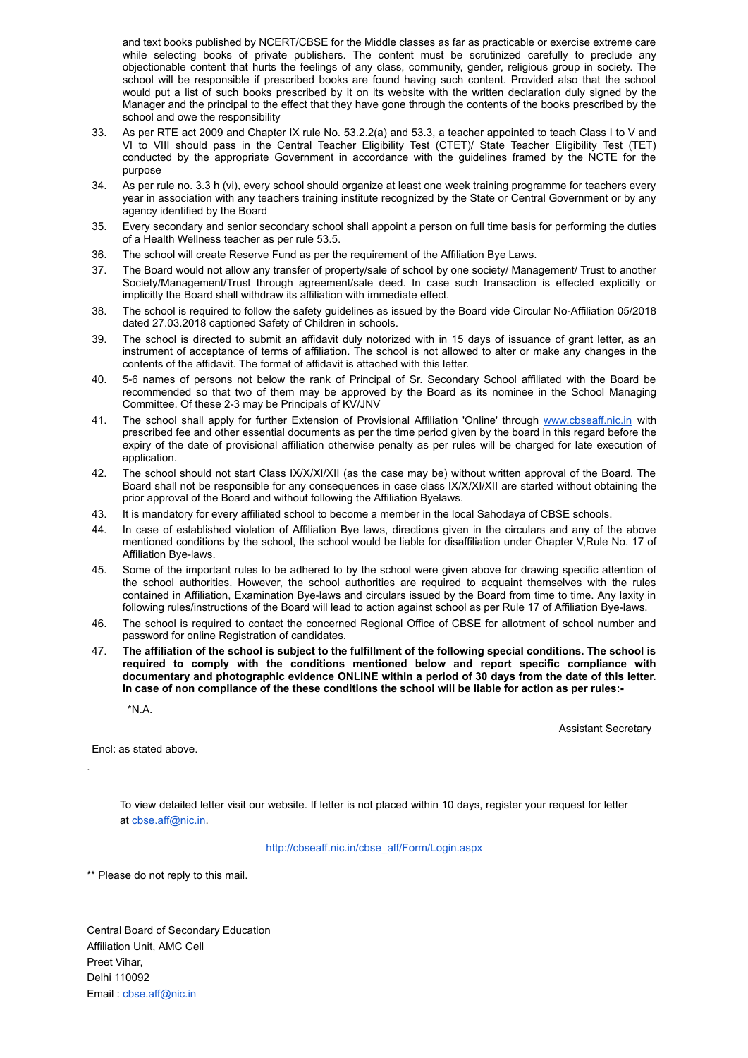and text books published by NCERT/CBSE for the Middle classes as far as practicable or exercise extreme care while selecting books of private publishers. The content must be scrutinized carefully to preclude any objectionable content that hurts the feelings of any class, community, gender, religious group in society. The school will be responsible if prescribed books are found having such content. Provided also that the school would put a list of such books prescribed by it on its website with the written declaration duly signed by the Manager and the principal to the effect that they have gone through the contents of the books prescribed by the school and owe the responsibility

33. As per RTE act 2009 and Chapter IX rule No. 53.2.2(a) and 53.3, a teacher appointed to teach Class I to V and VI to VIII should pass in the Central Teacher Eligibility Test (CTET)/ State Teacher Eligibility Test (TET) conducted by the appropriate Government in accordance with the guidelines framed by the NCTE for the purpose
34. As per rule no. 3.3 h (vi), every school should organize at least one week training programme for teachers every year in association with any teachers training institute recognized by the State or Central Government or by any agency identified by the Board
35. Every secondary and senior secondary school shall appoint a person on full time basis for performing the duties of a Health Wellness teacher as per rule 53.5.
36. The school will create Reserve Fund as per the requirement of the Affiliation Bye Laws.
37. The Board would not allow any transfer of property/sale of school by one society/ Management/ Trust to another Society/Management/Trust through agreement/sale deed. In case such transaction is effected explicitly or implicitly the Board shall withdraw its affiliation with immediate effect.
38. The school is required to follow the safety guidelines as issued by the Board vide Circular No-Affiliation 05/2018 dated 27.03.2018 captioned Safety of Children in schools.
39. The school is directed to submit an affidavit duly notorized with in 15 days of issuance of grant letter, as an instrument of acceptance of terms of affiliation. The school is not allowed to alter or make any changes in the contents of the affidavit. The format of affidavit is attached with this letter.
40. 5-6 names of persons not below the rank of Principal of Sr. Secondary School affiliated with the Board be recommended so that two of them may be approved by the Board as its nominee in the School Managing Committee. Of these 2-3 may be Principals of KV/JNV
41. The school shall apply for further Extension of Provisional Affiliation 'Online' through www.cbseaff.nic.in with prescribed fee and other essential documents as per the time period given by the board in this regard before the expiry of the date of provisional affiliation otherwise penalty as per rules will be charged for late execution of application.
42. The school should not start Class IX/X/XI/XII (as the case may be) without written approval of the Board. The Board shall not be responsible for any consequences in case class IX/X/XI/XII are started without obtaining the prior approval of the Board and without following the Affiliation Byelaws.
43. It is mandatory for every affiliated school to become a member in the local Sahodaya of CBSE schools.
44. In case of established violation of Affiliation Bye laws, directions given in the circulars and any of the above mentioned conditions by the school, the school would be liable for disaffiliation under Chapter V,Rule No. 17 of Affiliation Bye-laws.
45. Some of the important rules to be adhered to by the school were given above for drawing specific attention of the school authorities. However, the school authorities are required to acquaint themselves with the rules contained in Affiliation, Examination Bye-laws and circulars issued by the Board from time to time. Any laxity in following rules/instructions of the Board will lead to action against school as per Rule 17 of Affiliation Bye-laws.
46. The school is required to contact the concerned Regional Office of CBSE for allotment of school number and password for online Registration of candidates.
47. **The affiliation of the school is subject to the fulfillment of the following special conditions. The school is required to comply with the conditions mentioned below and report specific compliance with documentary and photographic evidence ONLINE within a period of 30 days from the date of this letter. In case of non compliance of the these conditions the school will be liable for action as per rules:-**

*N.A.

Assistant Secretary

Encl: as stated above.

.

To view detailed letter visit our website. If letter is not placed within 10 days, register your request for letter at cbse.aff@nic.in.

http://cbseaff.nic.in/cbse_aff/Form/Login.aspx

** Please do not reply to this mail.

Central Board of Secondary Education
Affiliation Unit, AMC Cell
Preet Vihar,
Delhi 110092
Email : cbse.aff@nic.in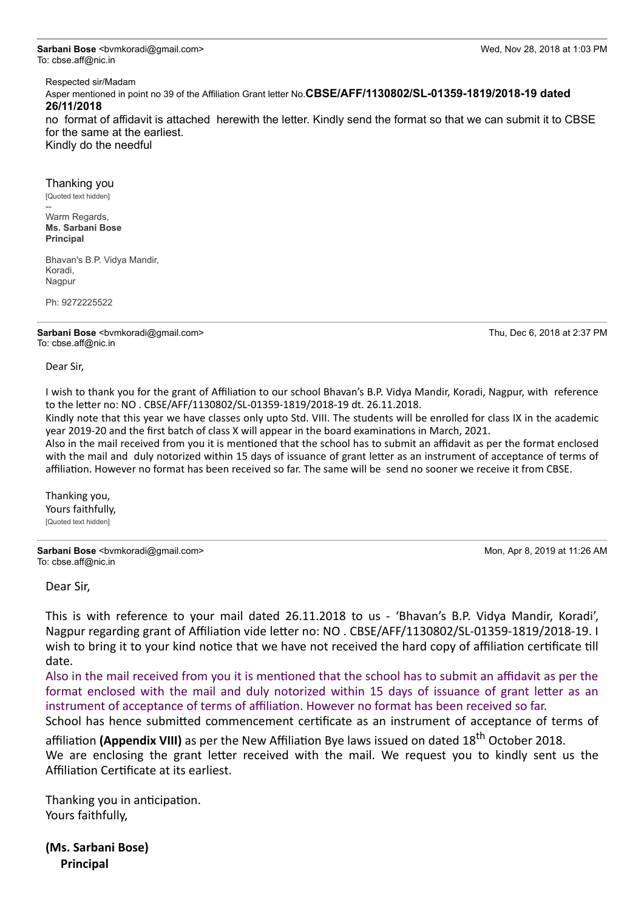**Sarbani Bose** <bvmkoradi@gmail.com>
To: cbse.aff@nic.in

Wed, Nov 28, 2018 at 1:03 PM

Respected sir/Madam

Asper mentioned in point no 39 of the Affiliation Grant letter No.**CBSE/AFF/1130802/SL-01359-1819/2018-19 dated 26/11/2018**

no format of affidavit is attached herewith the letter. Kindly send the format so that we can submit it to CBSE for the same at the earliest.

Kindly do the needful

Thanking you

[Quoted text hidden]

--

Warm Regards,
**Ms. Sarbani Bose**
**Principal**

Bhavan's B.P. Vidya Mandir,
Koradi,
Nagpur

Ph: 9272225522

---

**Sarbani Bose** <bvmkoradi@gmail.com>
To: cbse.aff@nic.in

Thu, Dec 6, 2018 at 2:37 PM

Dear Sir,

I wish to thank you for the grant of Affiliation to our school Bhavan's B.P. Vidya Mandir, Koradi, Nagpur, with reference to the letter no: NO . CBSE/AFF/1130802/SL-01359-1819/2018-19 dt. 26.11.2018.

Kindly note that this year we have classes only upto Std. VIII. The students will be enrolled for class IX in the academic year 2019-20 and the first batch of class X will appear in the board examinations in March, 2021.

Also in the mail received from you it is mentioned that the school has to submit an affidavit as per the format enclosed with the mail and duly notorized within 15 days of issuance of grant letter as an instrument of acceptance of terms of affiliation. However no format has been received so far. The same will be send no sooner we receive it from CBSE.

Thanking you,
Yours faithfully,

[Quoted text hidden]

---

**Sarbani Bose** <bvmkoradi@gmail.com>
To: cbse.aff@nic.in

Mon, Apr 8, 2019 at 11:26 AM

Dear Sir,

This is with reference to your mail dated 26.11.2018 to us - 'Bhavan's B.P. Vidya Mandir, Koradi', Nagpur regarding grant of Affiliation vide letter no: NO . CBSE/AFF/1130802/SL-01359-1819/2018-19. I wish to bring it to your kind notice that we have not received the hard copy of affiliation certificate till date.

Also in the mail received from you it is mentioned that the school has to submit an affidavit as per the format enclosed with the mail and duly notorized within 15 days of issuance of grant letter as an instrument of acceptance of terms of affiliation. However no format has been received so far.

School has hence submitted commencement certificate as an instrument of acceptance of terms of affiliation **(Appendix VIII)** as per the New Affiliation Bye laws issued on dated 18th October 2018.

We are enclosing the grant letter received with the mail. We request you to kindly sent us the Affiliation Certificate at its earliest.

Thanking you in anticipation.
Yours faithfully,

**(Ms. Sarbani Bose)**
**Principal**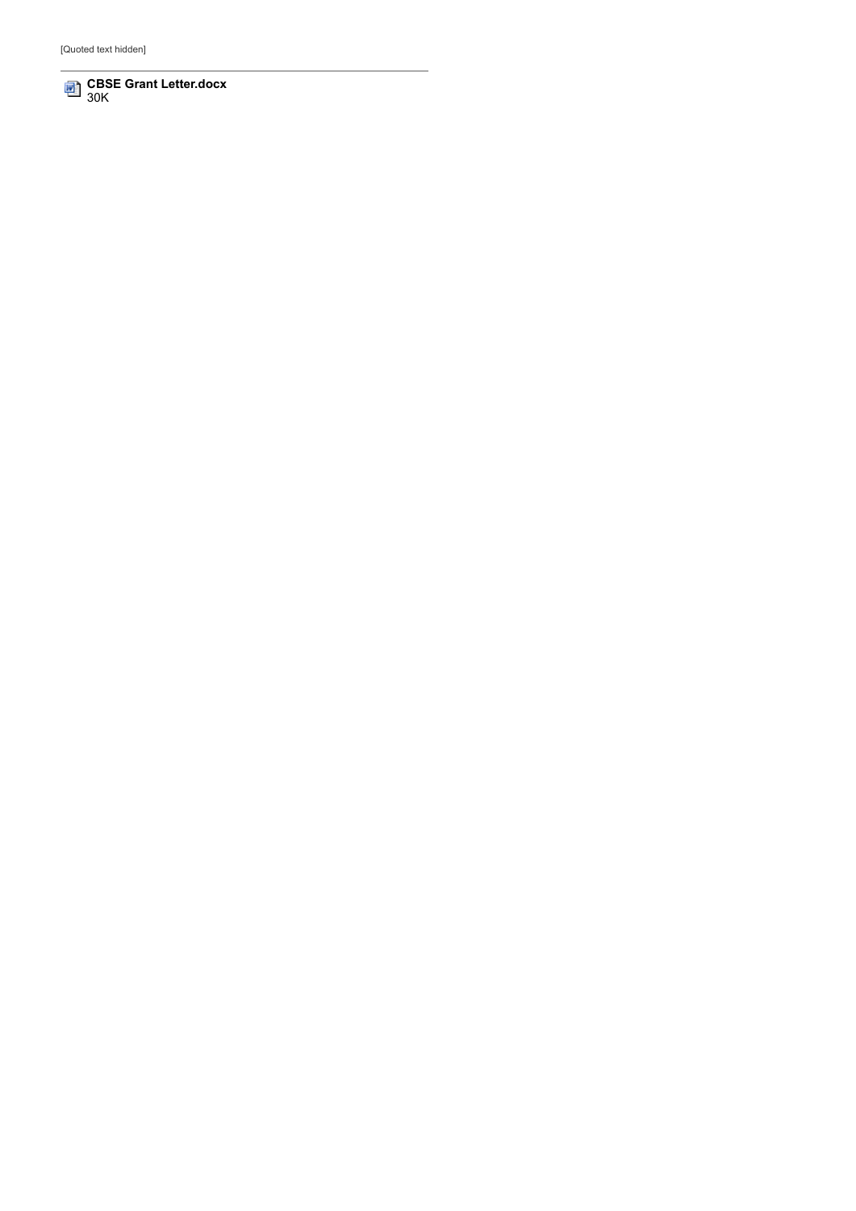[Quoted text hidden]

---

**CBSE Grant Letter.docx**
30K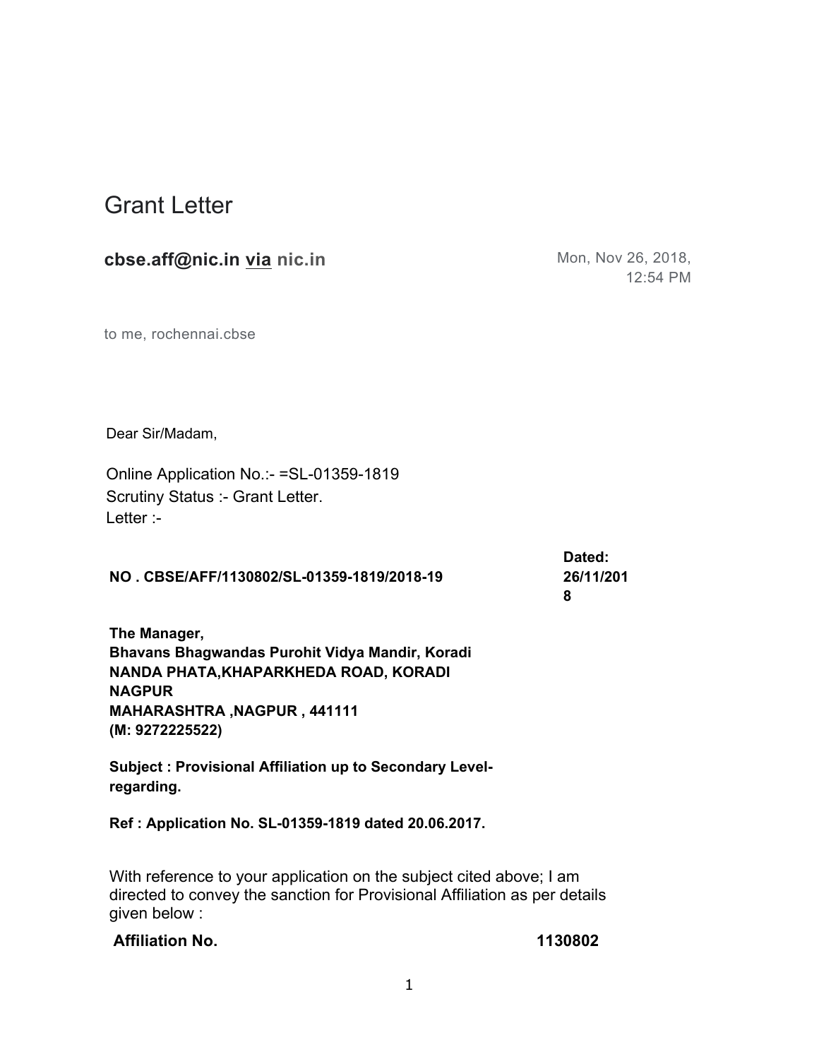# Grant Letter

**cbse.aff@nic.in** via **nic.in** Mon, Nov 26, 2018, 12:54 PM

to me, rochennai.cbse

Dear Sir/Madam,

Online Application No.:- =SL-01359-1819
Scrutiny Status :- Grant Letter.
Letter :-

**NO . CBSE/AFF/1130802/SL-01359-1819/2018-19** **Dated: 26/11/2018**

**The Manager,**
**Bhavans Bhagwandas Purohit Vidya Mandir, Koradi**
**NANDA PHATA,KHAPARKHEDA ROAD, KORADI**
**NAGPUR**
**MAHARASHTRA ,NAGPUR , 441111**
**(M: 9272225522)**

**Subject : Provisional Affiliation up to Secondary Level-regarding.**

**Ref : Application No. SL-01359-1819 dated 20.06.2017.**

With reference to your application on the subject cited above; I am directed to convey the sanction for Provisional Affiliation as per details given below :

| **Affiliation No.** | **1130802** |
|---|---|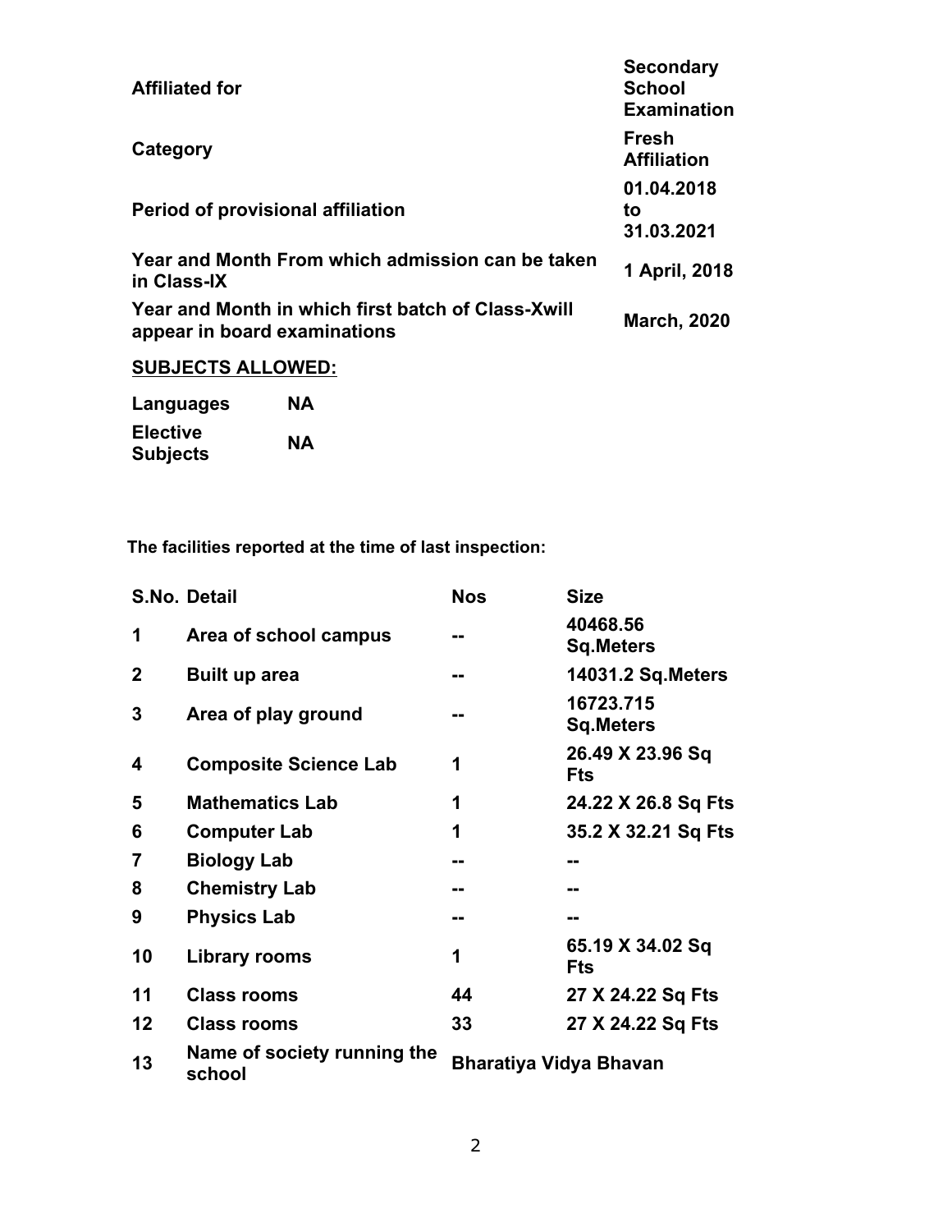| | |
|---|---|
| **Affiliated for** | **Secondary School Examination** |
| **Category** | **Fresh Affiliation** |
| **Period of provisional affiliation** | **01.04.2018 to 31.03.2021** |
| **Year and Month From which admission can be taken in Class-IX** | **1 April, 2018** |
| **Year and Month in which first batch of Class-Xwill appear in board examinations** | **March, 2020** |

**SUBJECTS ALLOWED:**

| | |
|---|---|
| **Languages** | **NA** |
| **Elective Subjects** | **NA** |

**The facilities reported at the time of last inspection:**

| S.No. | Detail | Nos | Size |
|---|---|---|---|
| 1 | Area of school campus | -- | 40468.56 Sq.Meters |
| 2 | Built up area | -- | 14031.2 Sq.Meters |
| 3 | Area of play ground | -- | 16723.715 Sq.Meters |
| 4 | Composite Science Lab | 1 | 26.49 X 23.96 Sq Fts |
| 5 | Mathematics Lab | 1 | 24.22 X 26.8 Sq Fts |
| 6 | Computer Lab | 1 | 35.2 X 32.21 Sq Fts |
| 7 | Biology Lab | -- | -- |
| 8 | Chemistry Lab | -- | -- |
| 9 | Physics Lab | -- | -- |
| 10 | Library rooms | 1 | 65.19 X 34.02 Sq Fts |
| 11 | Class rooms | 44 | 27 X 24.22 Sq Fts |
| 12 | Class rooms | 33 | 27 X 24.22 Sq Fts |
| 13 | Name of society running the school | Bharatiya Vidya Bhavan | |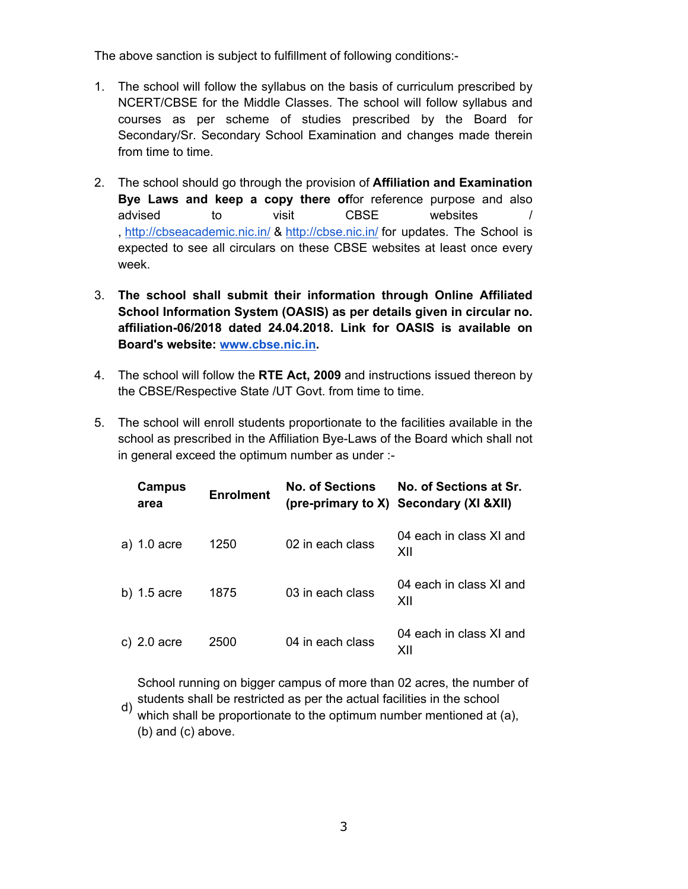The above sanction is subject to fulfillment of following conditions:-

1. The school will follow the syllabus on the basis of curriculum prescribed by NCERT/CBSE for the Middle Classes. The school will follow syllabus and courses as per scheme of studies prescribed by the Board for Secondary/Sr. Secondary School Examination and changes made therein from time to time.

2. The school should go through the provision of **Affiliation and Examination Bye Laws and keep a copy there of**for reference purpose and also advised to visit CBSE websites / , http://cbseacademic.nic.in/ & http://cbse.nic.in/ for updates. The School is expected to see all circulars on these CBSE websites at least once every week.

3. **The school shall submit their information through Online Affiliated School Information System (OASIS) as per details given in circular no. affiliation-06/2018 dated 24.04.2018. Link for OASIS is available on Board's website: www.cbse.nic.in.**

4. The school will follow the **RTE Act, 2009** and instructions issued thereon by the CBSE/Respective State /UT Govt. from time to time.

5. The school will enroll students proportionate to the facilities available in the school as prescribed in the Affiliation Bye-Laws of the Board which shall not in general exceed the optimum number as under :-

| | Campus area | Enrolment | No. of Sections (pre-primary to X) | No. of Sections at Sr. Secondary (XI &XII) |
|---|---|---|---|---|
| a) | 1.0 acre | 1250 | 02 in each class | 04 each in class XI and XII |
| b) | 1.5 acre | 1875 | 03 in each class | 04 each in class XI and XII |
| c) | 2.0 acre | 2500 | 04 in each class | 04 each in class XI and XII |

d) School running on bigger campus of more than 02 acres, the number of students shall be restricted as per the actual facilities in the school which shall be proportionate to the optimum number mentioned at (a), (b) and (c) above.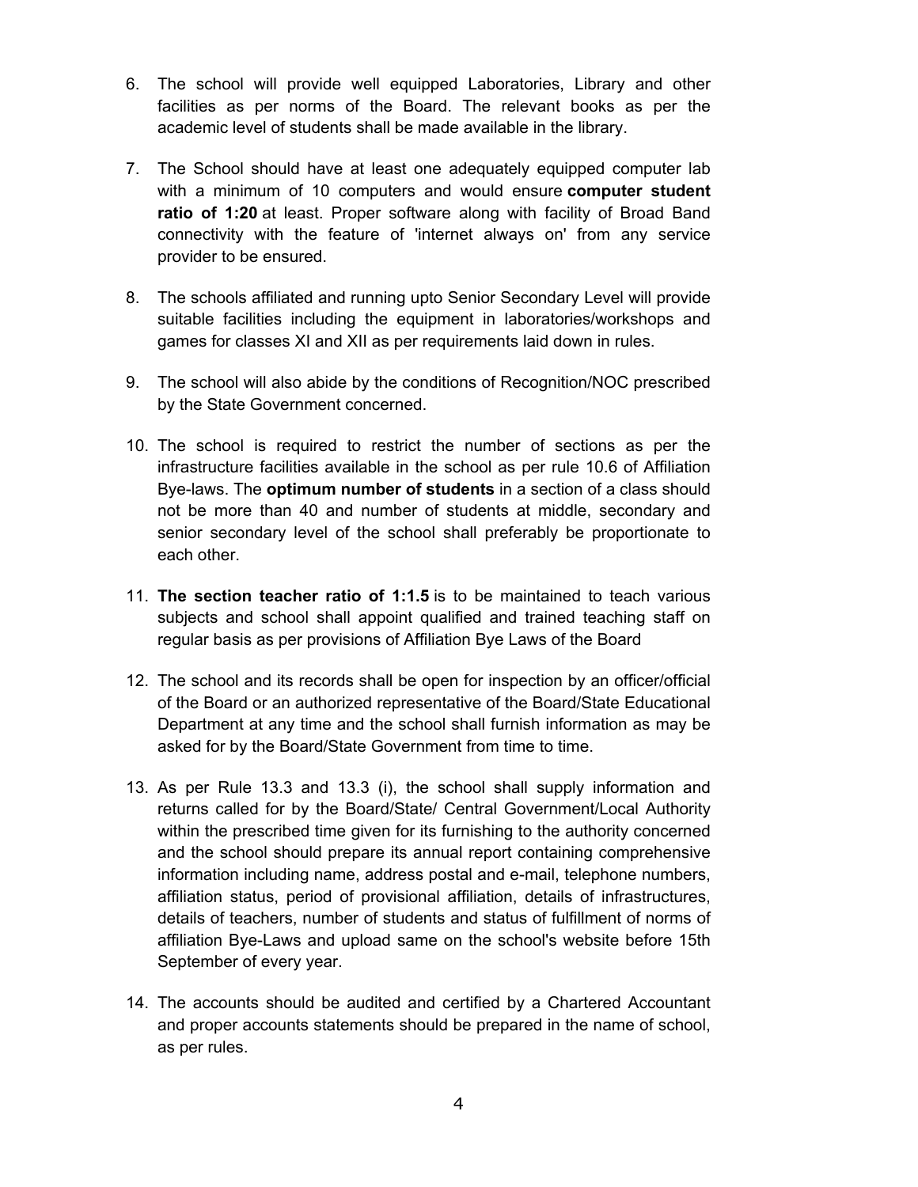6. The school will provide well equipped Laboratories, Library and other facilities as per norms of the Board. The relevant books as per the academic level of students shall be made available in the library.

7. The School should have at least one adequately equipped computer lab with a minimum of 10 computers and would ensure **computer student ratio of 1:20** at least. Proper software along with facility of Broad Band connectivity with the feature of 'internet always on' from any service provider to be ensured.

8. The schools affiliated and running upto Senior Secondary Level will provide suitable facilities including the equipment in laboratories/workshops and games for classes XI and XII as per requirements laid down in rules.

9. The school will also abide by the conditions of Recognition/NOC prescribed by the State Government concerned.

10. The school is required to restrict the number of sections as per the infrastructure facilities available in the school as per rule 10.6 of Affiliation Bye-laws. The **optimum number of students** in a section of a class should not be more than 40 and number of students at middle, secondary and senior secondary level of the school shall preferably be proportionate to each other.

11. **The section teacher ratio of 1:1.5** is to be maintained to teach various subjects and school shall appoint qualified and trained teaching staff on regular basis as per provisions of Affiliation Bye Laws of the Board

12. The school and its records shall be open for inspection by an officer/official of the Board or an authorized representative of the Board/State Educational Department at any time and the school shall furnish information as may be asked for by the Board/State Government from time to time.

13. As per Rule 13.3 and 13.3 (i), the school shall supply information and returns called for by the Board/State/ Central Government/Local Authority within the prescribed time given for its furnishing to the authority concerned and the school should prepare its annual report containing comprehensive information including name, address postal and e-mail, telephone numbers, affiliation status, period of provisional affiliation, details of infrastructures, details of teachers, number of students and status of fulfillment of norms of affiliation Bye-Laws and upload same on the school's website before 15th September of every year.

14. The accounts should be audited and certified by a Chartered Accountant and proper accounts statements should be prepared in the name of school, as per rules.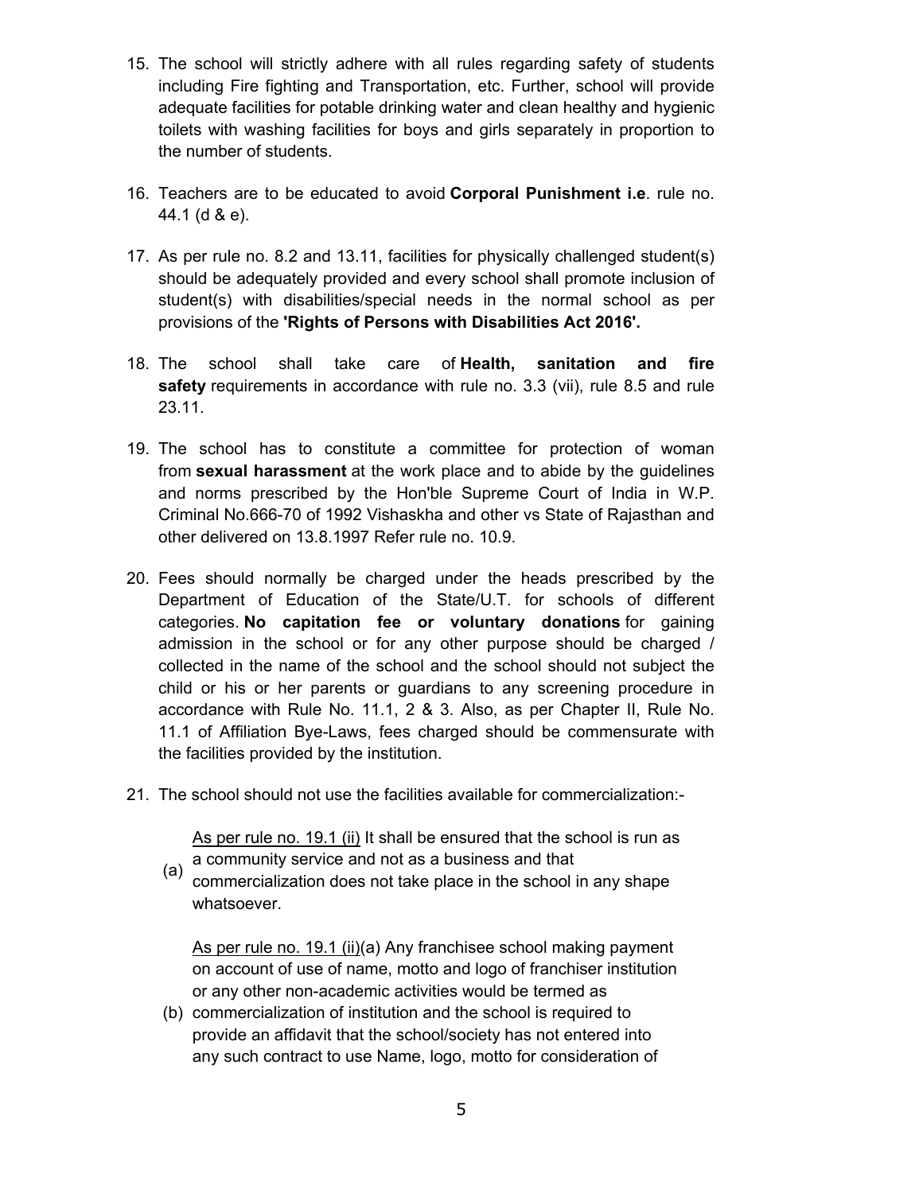15. The school will strictly adhere with all rules regarding safety of students including Fire fighting and Transportation, etc. Further, school will provide adequate facilities for potable drinking water and clean healthy and hygienic toilets with washing facilities for boys and girls separately in proportion to the number of students.

16. Teachers are to be educated to avoid **Corporal Punishment i.e**. rule no. 44.1 (d & e).

17. As per rule no. 8.2 and 13.11, facilities for physically challenged student(s) should be adequately provided and every school shall promote inclusion of student(s) with disabilities/special needs in the normal school as per provisions of the **'Rights of Persons with Disabilities Act 2016'.**

18. The school shall take care of **Health, sanitation and fire safety** requirements in accordance with rule no. 3.3 (vii), rule 8.5 and rule 23.11.

19. The school has to constitute a committee for protection of woman from **sexual harassment** at the work place and to abide by the guidelines and norms prescribed by the Hon'ble Supreme Court of India in W.P. Criminal No.666-70 of 1992 Vishaskha and other vs State of Rajasthan and other delivered on 13.8.1997 Refer rule no. 10.9.

20. Fees should normally be charged under the heads prescribed by the Department of Education of the State/U.T. for schools of different categories. **No capitation fee or voluntary donations** for gaining admission in the school or for any other purpose should be charged / collected in the name of the school and the school should not subject the child or his or her parents or guardians to any screening procedure in accordance with Rule No. 11.1, 2 & 3. Also, as per Chapter II, Rule No. 11.1 of Affiliation Bye-Laws, fees charged should be commensurate with the facilities provided by the institution.

21. The school should not use the facilities available for commercialization:-

    (a) As per rule no. 19.1 (ii) It shall be ensured that the school is run as a community service and not as a business and that commercialization does not take place in the school in any shape whatsoever.

    (b) As per rule no. 19.1 (ii)(a) Any franchisee school making payment on account of use of name, motto and logo of franchiser institution or any other non-academic activities would be termed as commercialization of institution and the school is required to provide an affidavit that the school/society has not entered into any such contract to use Name, logo, motto for consideration of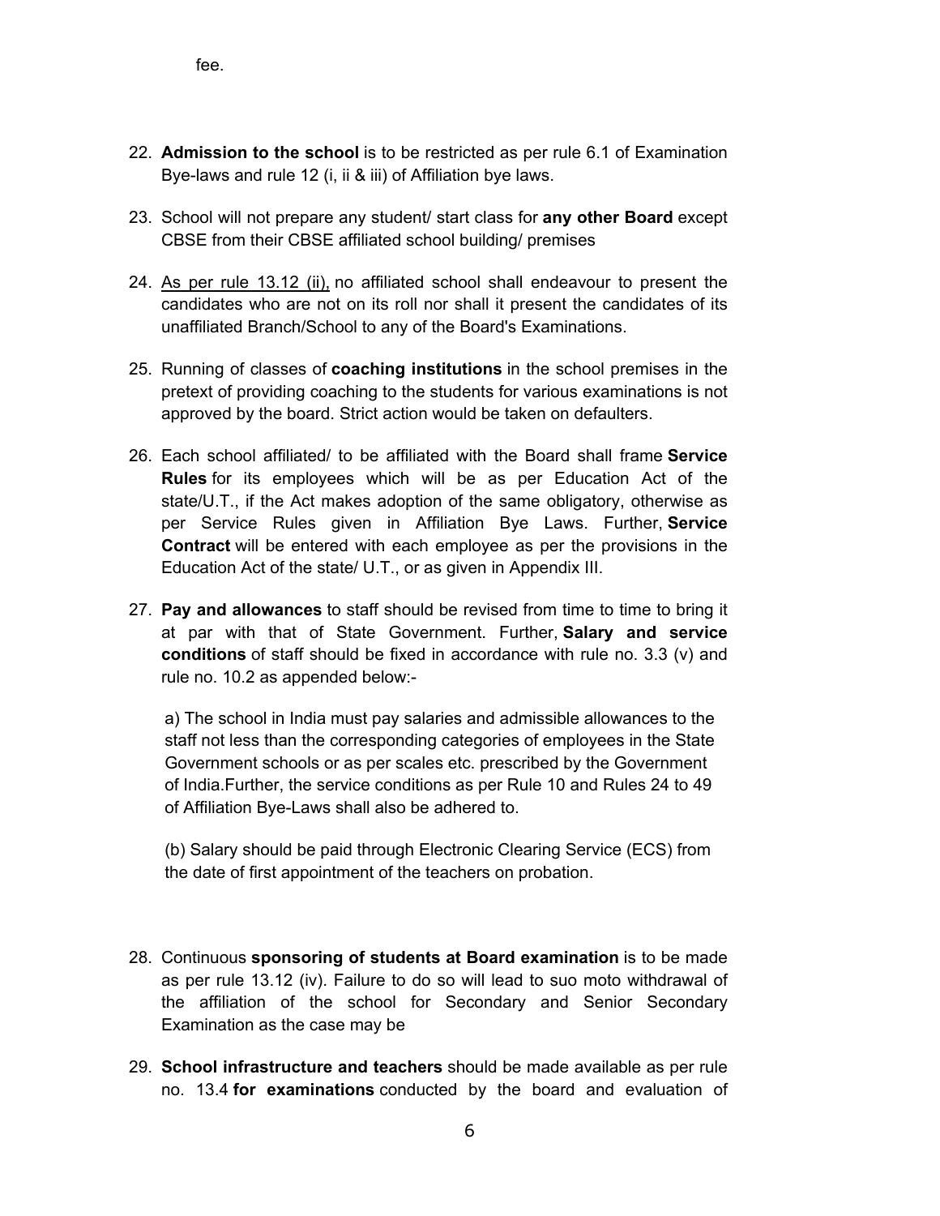fee.

22. **Admission to the school** is to be restricted as per rule 6.1 of Examination Bye-laws and rule 12 (i, ii & iii) of Affiliation bye laws.

23. School will not prepare any student/ start class for **any other Board** except CBSE from their CBSE affiliated school building/ premises

24. As per rule 13.12 (ii), no affiliated school shall endeavour to present the candidates who are not on its roll nor shall it present the candidates of its unaffiliated Branch/School to any of the Board's Examinations.

25. Running of classes of **coaching institutions** in the school premises in the pretext of providing coaching to the students for various examinations is not approved by the board. Strict action would be taken on defaulters.

26. Each school affiliated/ to be affiliated with the Board shall frame **Service Rules** for its employees which will be as per Education Act of the state/U.T., if the Act makes adoption of the same obligatory, otherwise as per Service Rules given in Affiliation Bye Laws. Further, **Service Contract** will be entered with each employee as per the provisions in the Education Act of the state/ U.T., or as given in Appendix III.

27. **Pay and allowances** to staff should be revised from time to time to bring it at par with that of State Government. Further, **Salary and service conditions** of staff should be fixed in accordance with rule no. 3.3 (v) and rule no. 10.2 as appended below:-

    a) The school in India must pay salaries and admissible allowances to the staff not less than the corresponding categories of employees in the State Government schools or as per scales etc. prescribed by the Government of India.Further, the service conditions as per Rule 10 and Rules 24 to 49 of Affiliation Bye-Laws shall also be adhered to.

    (b) Salary should be paid through Electronic Clearing Service (ECS) from the date of first appointment of the teachers on probation.

28. Continuous **sponsoring of students at Board examination** is to be made as per rule 13.12 (iv). Failure to do so will lead to suo moto withdrawal of the affiliation of the school for Secondary and Senior Secondary Examination as the case may be

29. **School infrastructure and teachers** should be made available as per rule no. 13.4 **for examinations** conducted by the board and evaluation of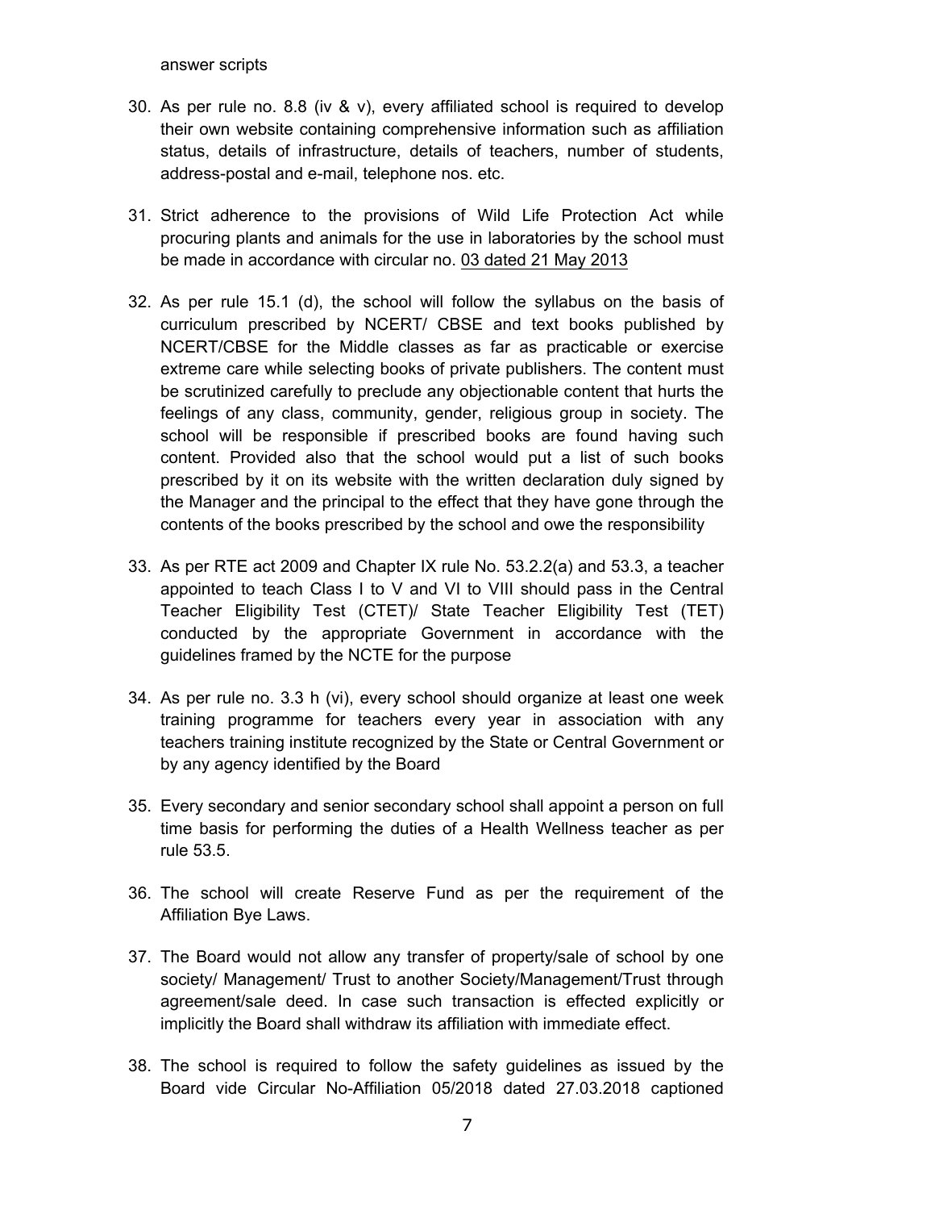answer scripts

30. As per rule no. 8.8 (iv & v), every affiliated school is required to develop their own website containing comprehensive information such as affiliation status, details of infrastructure, details of teachers, number of students, address-postal and e-mail, telephone nos. etc.

31. Strict adherence to the provisions of Wild Life Protection Act while procuring plants and animals for the use in laboratories by the school must be made in accordance with circular no. 03 dated 21 May 2013

32. As per rule 15.1 (d), the school will follow the syllabus on the basis of curriculum prescribed by NCERT/ CBSE and text books published by NCERT/CBSE for the Middle classes as far as practicable or exercise extreme care while selecting books of private publishers. The content must be scrutinized carefully to preclude any objectionable content that hurts the feelings of any class, community, gender, religious group in society. The school will be responsible if prescribed books are found having such content. Provided also that the school would put a list of such books prescribed by it on its website with the written declaration duly signed by the Manager and the principal to the effect that they have gone through the contents of the books prescribed by the school and owe the responsibility

33. As per RTE act 2009 and Chapter IX rule No. 53.2.2(a) and 53.3, a teacher appointed to teach Class I to V and VI to VIII should pass in the Central Teacher Eligibility Test (CTET)/ State Teacher Eligibility Test (TET) conducted by the appropriate Government in accordance with the guidelines framed by the NCTE for the purpose

34. As per rule no. 3.3 h (vi), every school should organize at least one week training programme for teachers every year in association with any teachers training institute recognized by the State or Central Government or by any agency identified by the Board

35. Every secondary and senior secondary school shall appoint a person on full time basis for performing the duties of a Health Wellness teacher as per rule 53.5.

36. The school will create Reserve Fund as per the requirement of the Affiliation Bye Laws.

37. The Board would not allow any transfer of property/sale of school by one society/ Management/ Trust to another Society/Management/Trust through agreement/sale deed. In case such transaction is effected explicitly or implicitly the Board shall withdraw its affiliation with immediate effect.

38. The school is required to follow the safety guidelines as issued by the Board vide Circular No-Affiliation 05/2018 dated 27.03.2018 captioned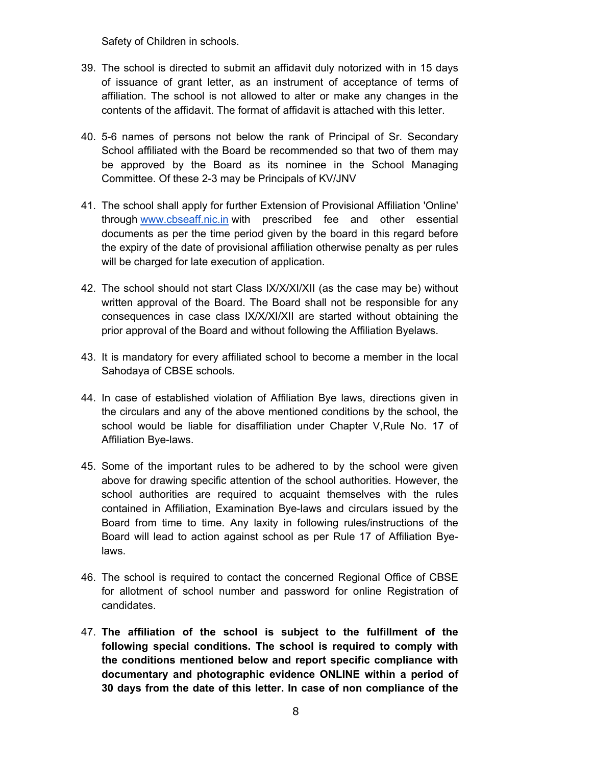Safety of Children in schools.

39. The school is directed to submit an affidavit duly notorized with in 15 days of issuance of grant letter, as an instrument of acceptance of terms of affiliation. The school is not allowed to alter or make any changes in the contents of the affidavit. The format of affidavit is attached with this letter.

40. 5-6 names of persons not below the rank of Principal of Sr. Secondary School affiliated with the Board be recommended so that two of them may be approved by the Board as its nominee in the School Managing Committee. Of these 2-3 may be Principals of KV/JNV

41. The school shall apply for further Extension of Provisional Affiliation 'Online' through www.cbseaff.nic.in with prescribed fee and other essential documents as per the time period given by the board in this regard before the expiry of the date of provisional affiliation otherwise penalty as per rules will be charged for late execution of application.

42. The school should not start Class IX/X/XI/XII (as the case may be) without written approval of the Board. The Board shall not be responsible for any consequences in case class IX/X/XI/XII are started without obtaining the prior approval of the Board and without following the Affiliation Byelaws.

43. It is mandatory for every affiliated school to become a member in the local Sahodaya of CBSE schools.

44. In case of established violation of Affiliation Bye laws, directions given in the circulars and any of the above mentioned conditions by the school, the school would be liable for disaffiliation under Chapter V,Rule No. 17 of Affiliation Bye-laws.

45. Some of the important rules to be adhered to by the school were given above for drawing specific attention of the school authorities. However, the school authorities are required to acquaint themselves with the rules contained in Affiliation, Examination Bye-laws and circulars issued by the Board from time to time. Any laxity in following rules/instructions of the Board will lead to action against school as per Rule 17 of Affiliation Bye-laws.

46. The school is required to contact the concerned Regional Office of CBSE for allotment of school number and password for online Registration of candidates.

47. **The affiliation of the school is subject to the fulfillment of the following special conditions. The school is required to comply with the conditions mentioned below and report specific compliance with documentary and photographic evidence ONLINE within a period of 30 days from the date of this letter. In case of non compliance of the**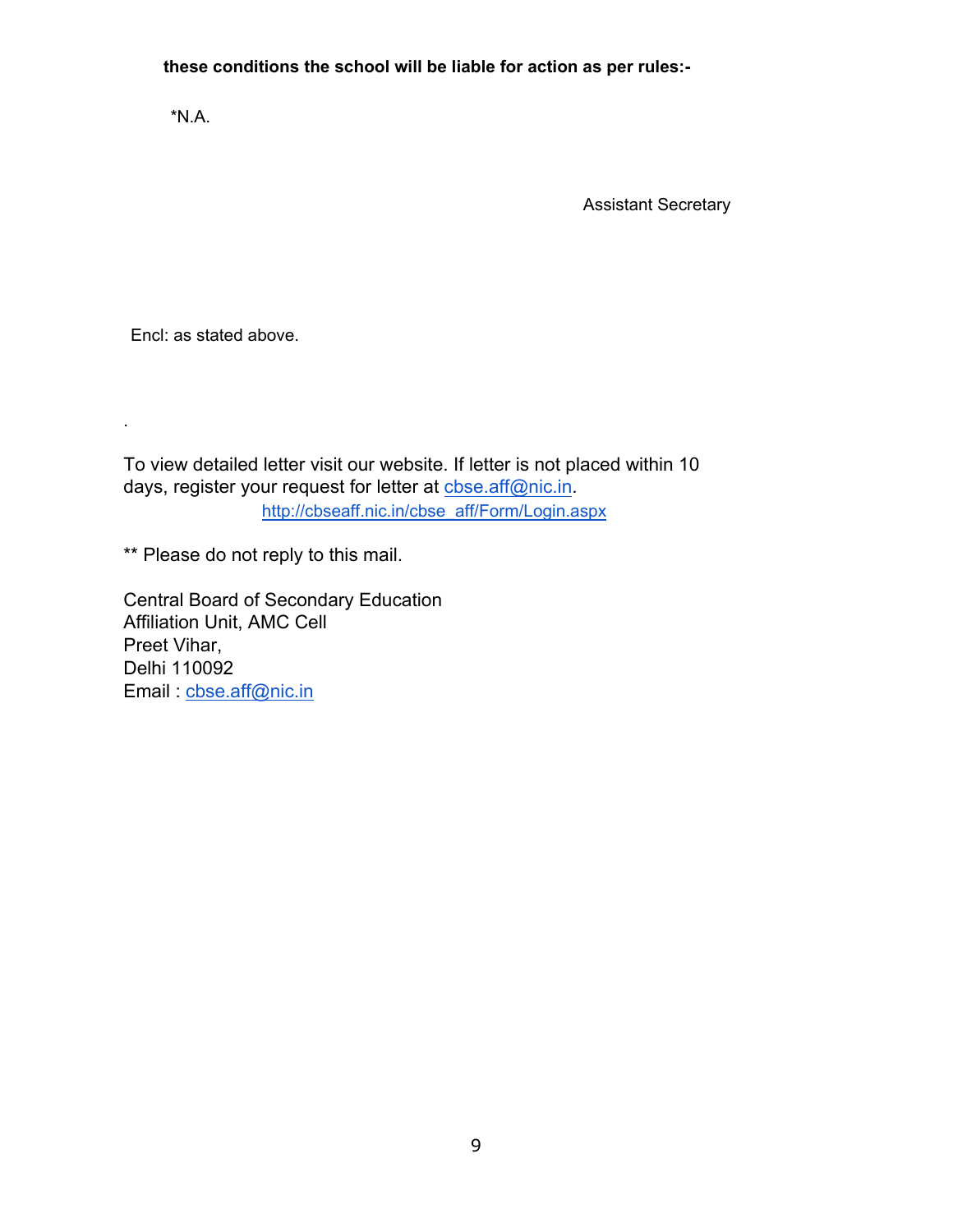**these conditions the school will be liable for action as per rules:-**

*N.A.

Assistant Secretary

Encl: as stated above.

.

To view detailed letter visit our website. If letter is not placed within 10 days, register your request for letter at cbse.aff@nic.in.
http://cbseaff.nic.in/cbse_aff/Form/Login.aspx

** Please do not reply to this mail.

Central Board of Secondary Education
Affiliation Unit, AMC Cell
Preet Vihar,
Delhi 110092
Email : cbse.aff@nic.in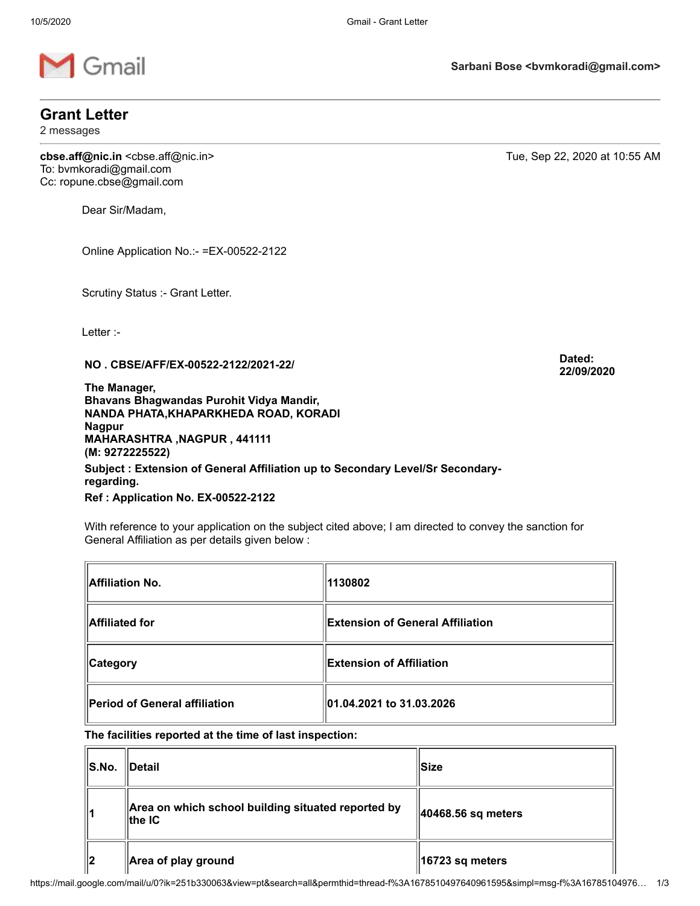Sarbani Bose <bvmkoradi@gmail.com>

# Grant Letter

2 messages

**cbse.aff@nic.in** <cbse.aff@nic.in>
To: bvmkoradi@gmail.com
Cc: ropune.cbse@gmail.com

Tue, Sep 22, 2020 at 10:55 AM

Dear Sir/Madam,

Online Application No.:- =EX-00522-2122

Scrutiny Status :- Grant Letter.

Letter :-

**NO . CBSE/AFF/EX-00522-2122/2021-22/**

**Dated: 22/09/2020**

**The Manager,**
**Bhavans Bhagwandas Purohit Vidya Mandir,**
**NANDA PHATA,KHAPARKHEDA ROAD, KORADI**
**Nagpur**
**MAHARASHTRA ,NAGPUR , 441111**
**(M: 9272225522)**

**Subject : Extension of General Affiliation up to Secondary Level/Sr Secondary-regarding.**

**Ref : Application No. EX-00522-2122**

With reference to your application on the subject cited above; I am directed to convey the sanction for General Affiliation as per details given below :

| | |
|---|---|
| **Affiliation No.** | **1130802** |
| **Affiliated for** | **Extension of General Affiliation** |
| **Category** | **Extension of Affiliation** |
| **Period of General affiliation** | **01.04.2021 to 31.03.2026** |

**The facilities reported at the time of last inspection:**

| S.No. | Detail | Size |
|---|---|---|
| 1 | Area on which school building situated reported by the IC | 40468.56 sq meters |
| 2 | Area of play ground | 16723 sq meters |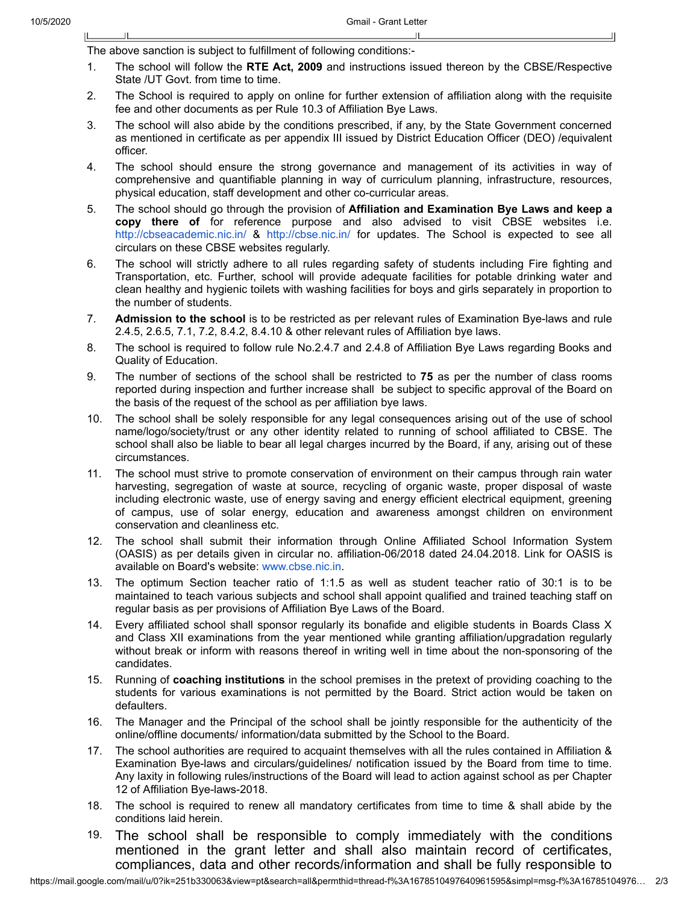The above sanction is subject to fulfillment of following conditions:-

1. The school will follow the **RTE Act, 2009** and instructions issued thereon by the CBSE/Respective State /UT Govt. from time to time.
2. The School is required to apply on online for further extension of affiliation along with the requisite fee and other documents as per Rule 10.3 of Affiliation Bye Laws.
3. The school will also abide by the conditions prescribed, if any, by the State Government concerned as mentioned in certificate as per appendix III issued by District Education Officer (DEO) /equivalent officer.
4. The school should ensure the strong governance and management of its activities in way of comprehensive and quantifiable planning in way of curriculum planning, infrastructure, resources, physical education, staff development and other co-curricular areas.
5. The school should go through the provision of **Affiliation and Examination Bye Laws and keep a copy there of** for reference purpose and also advised to visit CBSE websites i.e. http://cbseacademic.nic.in/ & http://cbse.nic.in/ for updates. The School is expected to see all circulars on these CBSE websites regularly.
6. The school will strictly adhere to all rules regarding safety of students including Fire fighting and Transportation, etc. Further, school will provide adequate facilities for potable drinking water and clean healthy and hygienic toilets with washing facilities for boys and girls separately in proportion to the number of students.
7. **Admission to the school** is to be restricted as per relevant rules of Examination Bye-laws and rule 2.4.5, 2.6.5, 7.1, 7.2, 8.4.2, 8.4.10 & other relevant rules of Affiliation bye laws.
8. The school is required to follow rule No.2.4.7 and 2.4.8 of Affiliation Bye Laws regarding Books and Quality of Education.
9. The number of sections of the school shall be restricted to **75** as per the number of class rooms reported during inspection and further increase shall be subject to specific approval of the Board on the basis of the request of the school as per affiliation bye laws.
10. The school shall be solely responsible for any legal consequences arising out of the use of school name/logo/society/trust or any other identity related to running of school affiliated to CBSE. The school shall also be liable to bear all legal charges incurred by the Board, if any, arising out of these circumstances.
11. The school must strive to promote conservation of environment on their campus through rain water harvesting, segregation of waste at source, recycling of organic waste, proper disposal of waste including electronic waste, use of energy saving and energy efficient electrical equipment, greening of campus, use of solar energy, education and awareness amongst children on environment conservation and cleanliness etc.
12. The school shall submit their information through Online Affiliated School Information System (OASIS) as per details given in circular no. affiliation-06/2018 dated 24.04.2018. Link for OASIS is available on Board's website: www.cbse.nic.in.
13. The optimum Section teacher ratio of 1:1.5 as well as student teacher ratio of 30:1 is to be maintained to teach various subjects and school shall appoint qualified and trained teaching staff on regular basis as per provisions of Affiliation Bye Laws of the Board.
14. Every affiliated school shall sponsor regularly its bonafide and eligible students in Boards Class X and Class XII examinations from the year mentioned while granting affiliation/upgradation regularly without break or inform with reasons thereof in writing well in time about the non-sponsoring of the candidates.
15. Running of **coaching institutions** in the school premises in the pretext of providing coaching to the students for various examinations is not permitted by the Board. Strict action would be taken on defaulters.
16. The Manager and the Principal of the school shall be jointly responsible for the authenticity of the online/offline documents/ information/data submitted by the School to the Board.
17. The school authorities are required to acquaint themselves with all the rules contained in Affiliation & Examination Bye-laws and circulars/guidelines/ notification issued by the Board from time to time. Any laxity in following rules/instructions of the Board will lead to action against school as per Chapter 12 of Affiliation Bye-laws-2018.
18. The school is required to renew all mandatory certificates from time to time & shall abide by the conditions laid herein.
19. The school shall be responsible to comply immediately with the conditions mentioned in the grant letter and shall also maintain record of certificates, compliances, data and other records/information and shall be fully responsible to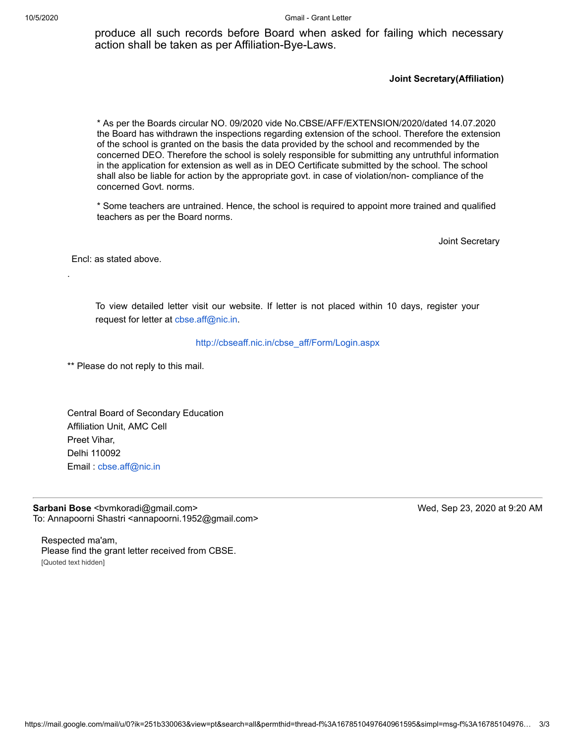produce all such records before Board when asked for failing which necessary action shall be taken as per Affiliation-Bye-Laws.

**Joint Secretary(Affiliation)**

* As per the Boards circular NO. 09/2020 vide No.CBSE/AFF/EXTENSION/2020/dated 14.07.2020 the Board has withdrawn the inspections regarding extension of the school. Therefore the extension of the school is granted on the basis the data provided by the school and recommended by the concerned DEO. Therefore the school is solely responsible for submitting any untruthful information in the application for extension as well as in DEO Certificate submitted by the school. The school shall also be liable for action by the appropriate govt. in case of violation/non- compliance of the concerned Govt. norms.

* Some teachers are untrained. Hence, the school is required to appoint more trained and qualified teachers as per the Board norms.

Joint Secretary

Encl: as stated above.

.

To view detailed letter visit our website. If letter is not placed within 10 days, register your request for letter at cbse.aff@nic.in.

http://cbseaff.nic.in/cbse_aff/Form/Login.aspx

** Please do not reply to this mail.

Central Board of Secondary Education
Affiliation Unit, AMC Cell
Preet Vihar,
Delhi 110092
Email : cbse.aff@nic.in

---

**Sarbani Bose** <bvmkoradi@gmail.com> Wed, Sep 23, 2020 at 9:20 AM
To: Annapoorni Shastri <annapoorni.1952@gmail.com>

Respected ma'am,
Please find the grant letter received from CBSE.
[Quoted text hidden]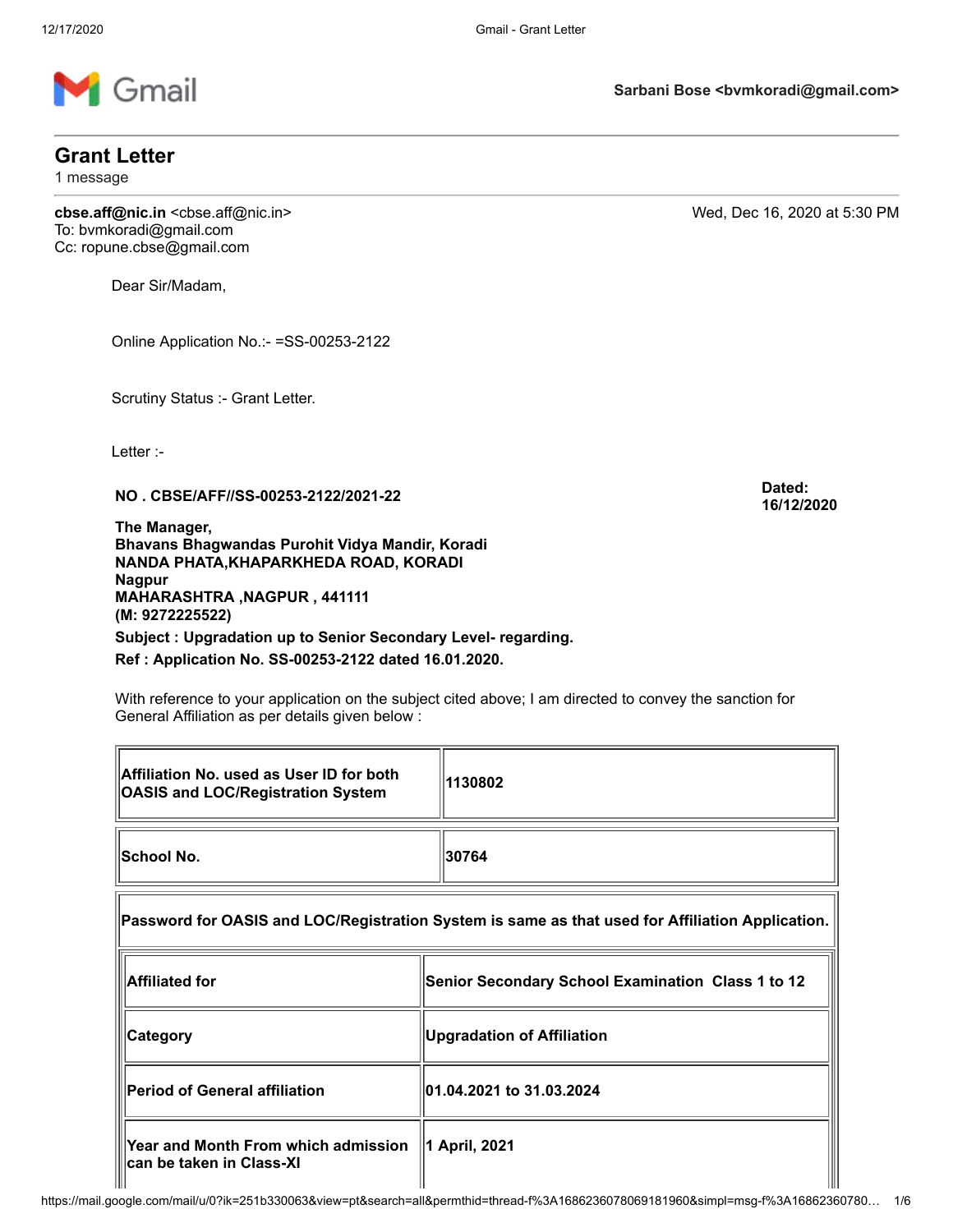Sarbani Bose <bvmkoradi@gmail.com>

# Grant Letter

1 message

**cbse.aff@nic.in** <cbse.aff@nic.in> Wed, Dec 16, 2020 at 5:30 PM
To: bvmkoradi@gmail.com
Cc: ropune.cbse@gmail.com

Dear Sir/Madam,

Online Application No.:- =SS-00253-2122

Scrutiny Status :- Grant Letter.

Letter :-

**NO . CBSE/AFF//SS-00253-2122/2021-22** **Dated: 16/12/2020**

**The Manager,**
**Bhavans Bhagwandas Purohit Vidya Mandir, Koradi**
**NANDA PHATA,KHAPARKHEDA ROAD, KORADI**
**Nagpur**
**MAHARASHTRA ,NAGPUR , 441111**
**(M: 9272225522)**

**Subject : Upgradation up to Senior Secondary Level- regarding.**

**Ref : Application No. SS-00253-2122 dated 16.01.2020.**

With reference to your application on the subject cited above; I am directed to convey the sanction for General Affiliation as per details given below :

| | |
|---|---|
| **Affiliation No. used as User ID for both OASIS and LOC/Registration System** | **1130802** |
| **School No.** | **30764** |
| **Password for OASIS and LOC/Registration System is same as that used for Affiliation Application.** | |
| **Affiliated for** | **Senior Secondary School Examination Class 1 to 12** |
| **Category** | **Upgradation of Affiliation** |
| **Period of General affiliation** | **01.04.2021 to 31.03.2024** |
| **Year and Month From which admission can be taken in Class-XI** | **1 April, 2021** |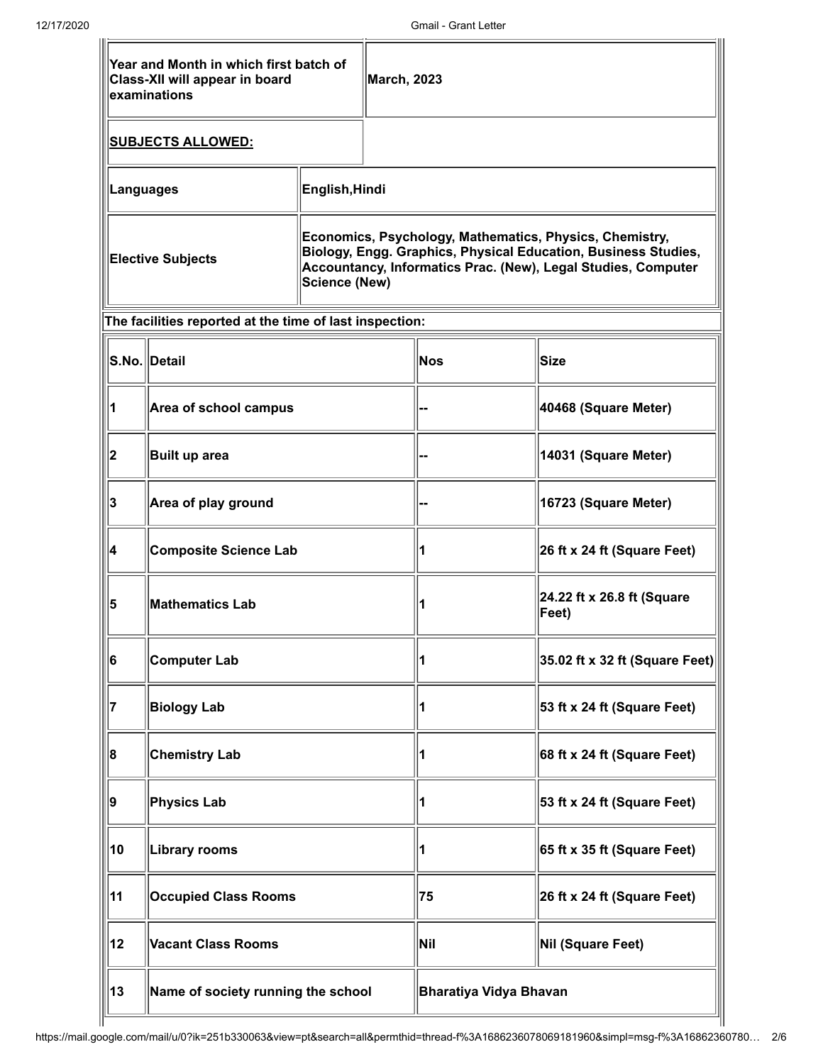| Year and Month in which first batch of Class-XII will appear in board examinations | March, 2023 |
| --- | --- |
| **SUBJECTS ALLOWED:** | |
| Languages | English,Hindi |
| Elective Subjects | Economics, Psychology, Mathematics, Physics, Chemistry, Biology, Engg. Graphics, Physical Education, Business Studies, Accountancy, Informatics Prac. (New), Legal Studies, Computer Science (New) |

**The facilities reported at the time of last inspection:**

| S.No. | Detail | Nos | Size |
| --- | --- | --- | --- |
| 1 | Area of school campus | -- | 40468 (Square Meter) |
| 2 | Built up area | -- | 14031 (Square Meter) |
| 3 | Area of play ground | -- | 16723 (Square Meter) |
| 4 | Composite Science Lab | 1 | 26 ft x 24 ft (Square Feet) |
| 5 | Mathematics Lab | 1 | 24.22 ft x 26.8 ft (Square Feet) |
| 6 | Computer Lab | 1 | 35.02 ft x 32 ft (Square Feet) |
| 7 | Biology Lab | 1 | 53 ft x 24 ft (Square Feet) |
| 8 | Chemistry Lab | 1 | 68 ft x 24 ft (Square Feet) |
| 9 | Physics Lab | 1 | 53 ft x 24 ft (Square Feet) |
| 10 | Library rooms | 1 | 65 ft x 35 ft (Square Feet) |
| 11 | Occupied Class Rooms | 75 | 26 ft x 24 ft (Square Feet) |
| 12 | Vacant Class Rooms | Nil | Nil (Square Feet) |
| 13 | Name of society running the school | Bharatiya Vidya Bhavan | |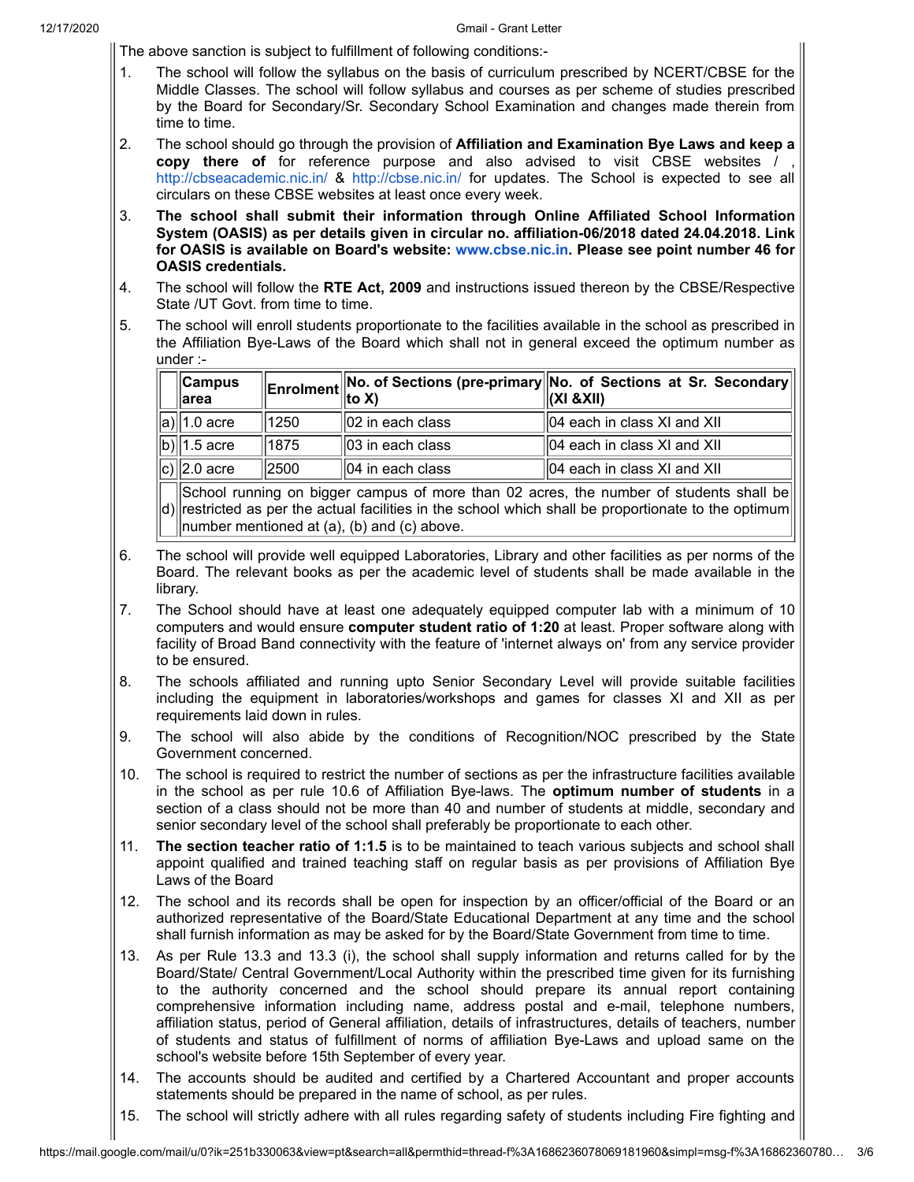The above sanction is subject to fulfillment of following conditions:-

1. The school will follow the syllabus on the basis of curriculum prescribed by NCERT/CBSE for the Middle Classes. The school will follow syllabus and courses as per scheme of studies prescribed by the Board for Secondary/Sr. Secondary School Examination and changes made therein from time to time.
2. The school should go through the provision of **Affiliation and Examination Bye Laws and keep a copy there of** for reference purpose and also advised to visit CBSE websites / , http://cbseacademic.nic.in/ & http://cbse.nic.in/ for updates. The School is expected to see all circulars on these CBSE websites at least once every week.
3. **The school shall submit their information through Online Affiliated School Information System (OASIS) as per details given in circular no. affiliation-06/2018 dated 24.04.2018. Link for OASIS is available on Board's website: www.cbse.nic.in. Please see point number 46 for OASIS credentials.**
4. The school will follow the **RTE Act, 2009** and instructions issued thereon by the CBSE/Respective State /UT Govt. from time to time.
5. The school will enroll students proportionate to the facilities available in the school as prescribed in the Affiliation Bye-Laws of the Board which shall not in general exceed the optimum number as under :-

| | Campus area | Enrolment | No. of Sections (pre-primary to X) | No. of Sections at Sr. Secondary (XI &XII) |
|---|---|---|---|---|
| a) | 1.0 acre | 1250 | 02 in each class | 04 each in class XI and XII |
| b) | 1.5 acre | 1875 | 03 in each class | 04 each in class XI and XII |
| c) | 2.0 acre | 2500 | 04 in each class | 04 each in class XI and XII |
| d) | School running on bigger campus of more than 02 acres, the number of students shall be restricted as per the actual facilities in the school which shall be proportionate to the optimum number mentioned at (a), (b) and (c) above. | | | |

6. The school will provide well equipped Laboratories, Library and other facilities as per norms of the Board. The relevant books as per the academic level of students shall be made available in the library.
7. The School should have at least one adequately equipped computer lab with a minimum of 10 computers and would ensure **computer student ratio of 1:20** at least. Proper software along with facility of Broad Band connectivity with the feature of 'internet always on' from any service provider to be ensured.
8. The schools affiliated and running upto Senior Secondary Level will provide suitable facilities including the equipment in laboratories/workshops and games for classes XI and XII as per requirements laid down in rules.
9. The school will also abide by the conditions of Recognition/NOC prescribed by the State Government concerned.
10. The school is required to restrict the number of sections as per the infrastructure facilities available in the school as per rule 10.6 of Affiliation Bye-laws. The **optimum number of students** in a section of a class should not be more than 40 and number of students at middle, secondary and senior secondary level of the school shall preferably be proportionate to each other.
11. **The section teacher ratio of 1:1.5** is to be maintained to teach various subjects and school shall appoint qualified and trained teaching staff on regular basis as per provisions of Affiliation Bye Laws of the Board
12. The school and its records shall be open for inspection by an officer/official of the Board or an authorized representative of the Board/State Educational Department at any time and the school shall furnish information as may be asked for by the Board/State Government from time to time.
13. As per Rule 13.3 and 13.3 (i), the school shall supply information and returns called for by the Board/State/ Central Government/Local Authority within the prescribed time given for its furnishing to the authority concerned and the school should prepare its annual report containing comprehensive information including name, address postal and e-mail, telephone numbers, affiliation status, period of General affiliation, details of infrastructures, details of teachers, number of students and status of fulfillment of norms of affiliation Bye-Laws and upload same on the school's website before 15th September of every year.
14. The accounts should be audited and certified by a Chartered Accountant and proper accounts statements should be prepared in the name of school, as per rules.
15. The school will strictly adhere with all rules regarding safety of students including Fire fighting and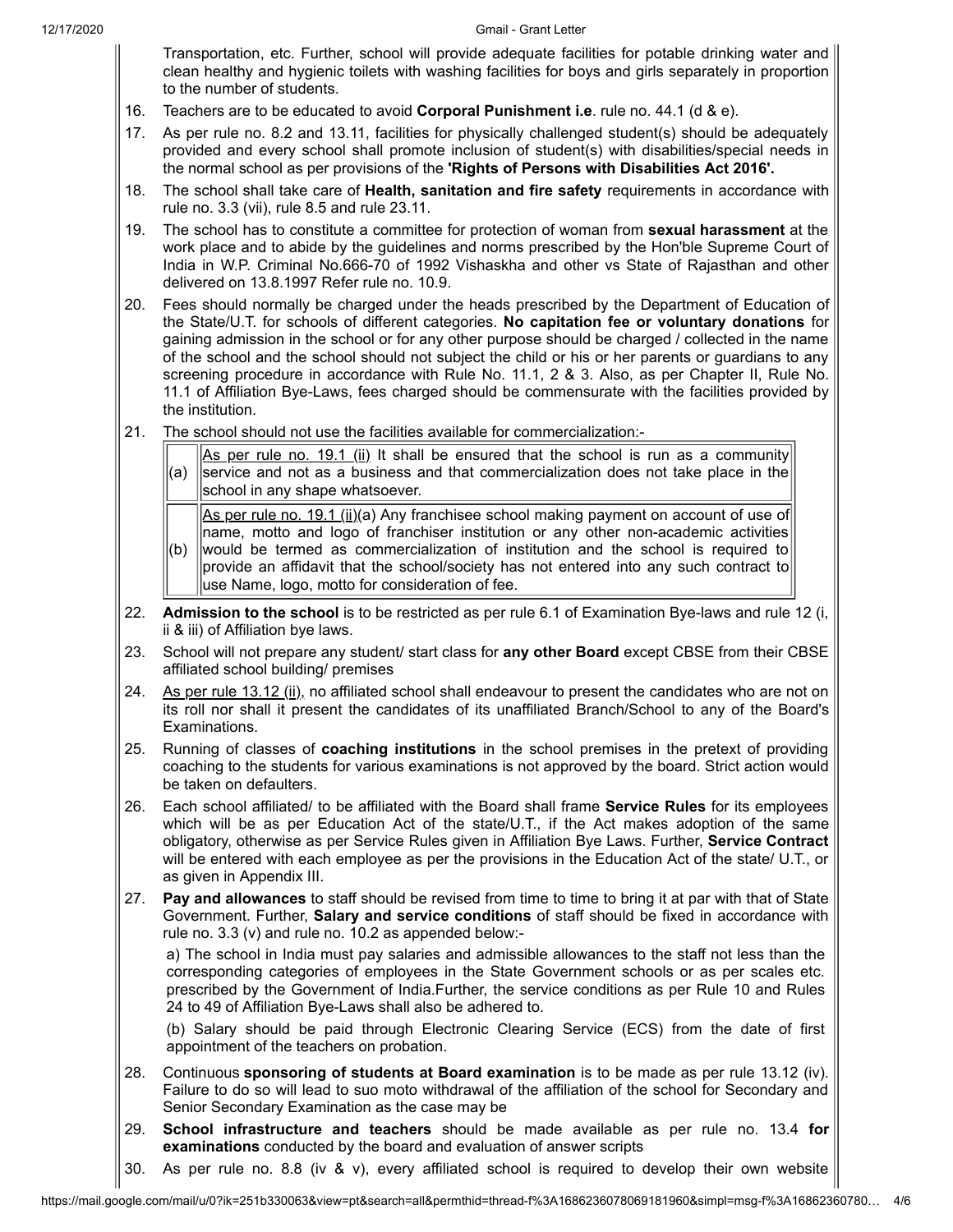Transportation, etc. Further, school will provide adequate facilities for potable drinking water and clean healthy and hygienic toilets with washing facilities for boys and girls separately in proportion to the number of students.

16. Teachers are to be educated to avoid **Corporal Punishment i.e**. rule no. 44.1 (d & e).
17. As per rule no. 8.2 and 13.11, facilities for physically challenged student(s) should be adequately provided and every school shall promote inclusion of student(s) with disabilities/special needs in the normal school as per provisions of the **'Rights of Persons with Disabilities Act 2016'.**
18. The school shall take care of **Health, sanitation and fire safety** requirements in accordance with rule no. 3.3 (vii), rule 8.5 and rule 23.11.
19. The school has to constitute a committee for protection of woman from **sexual harassment** at the work place and to abide by the guidelines and norms prescribed by the Hon'ble Supreme Court of India in W.P. Criminal No.666-70 of 1992 Vishaskha and other vs State of Rajasthan and other delivered on 13.8.1997 Refer rule no. 10.9.
20. Fees should normally be charged under the heads prescribed by the Department of Education of the State/U.T. for schools of different categories. **No capitation fee or voluntary donations** for gaining admission in the school or for any other purpose should be charged / collected in the name of the school and the school should not subject the child or his or her parents or guardians to any screening procedure in accordance with Rule No. 11.1, 2 & 3. Also, as per Chapter II, Rule No. 11.1 of Affiliation Bye-Laws, fees charged should be commensurate with the facilities provided by the institution.
21. The school should not use the facilities available for commercialization:-

| | |
|---|---|
| (a) | As per rule no. 19.1 (ii) It shall be ensured that the school is run as a community service and not as a business and that commercialization does not take place in the school in any shape whatsoever. |
| (b) | As per rule no. 19.1 (ii)(a) Any franchisee school making payment on account of use of name, motto and logo of franchiser institution or any other non-academic activities would be termed as commercialization of institution and the school is required to provide an affidavit that the school/society has not entered into any such contract to use Name, logo, motto for consideration of fee. |

22. **Admission to the school** is to be restricted as per rule 6.1 of Examination Bye-laws and rule 12 (i, ii & iii) of Affiliation bye laws.
23. School will not prepare any student/ start class for **any other Board** except CBSE from their CBSE affiliated school building/ premises
24. As per rule 13.12 (ii), no affiliated school shall endeavour to present the candidates who are not on its roll nor shall it present the candidates of its unaffiliated Branch/School to any of the Board's Examinations.
25. Running of classes of **coaching institutions** in the school premises in the pretext of providing coaching to the students for various examinations is not approved by the board. Strict action would be taken on defaulters.
26. Each school affiliated/ to be affiliated with the Board shall frame **Service Rules** for its employees which will be as per Education Act of the state/U.T., if the Act makes adoption of the same obligatory, otherwise as per Service Rules given in Affiliation Bye Laws. Further, **Service Contract** will be entered with each employee as per the provisions in the Education Act of the state/ U.T., or as given in Appendix III.
27. **Pay and allowances** to staff should be revised from time to time to bring it at par with that of State Government. Further, **Salary and service conditions** of staff should be fixed in accordance with rule no. 3.3 (v) and rule no. 10.2 as appended below:-

    a) The school in India must pay salaries and admissible allowances to the staff not less than the corresponding categories of employees in the State Government schools or as per scales etc. prescribed by the Government of India.Further, the service conditions as per Rule 10 and Rules 24 to 49 of Affiliation Bye-Laws shall also be adhered to.

    (b) Salary should be paid through Electronic Clearing Service (ECS) from the date of first appointment of the teachers on probation.

28. Continuous **sponsoring of students at Board examination** is to be made as per rule 13.12 (iv). Failure to do so will lead to suo moto withdrawal of the affiliation of the school for Secondary and Senior Secondary Examination as the case may be
29. **School infrastructure and teachers** should be made available as per rule no. 13.4 **for examinations** conducted by the board and evaluation of answer scripts
30. As per rule no. 8.8 (iv & v), every affiliated school is required to develop their own website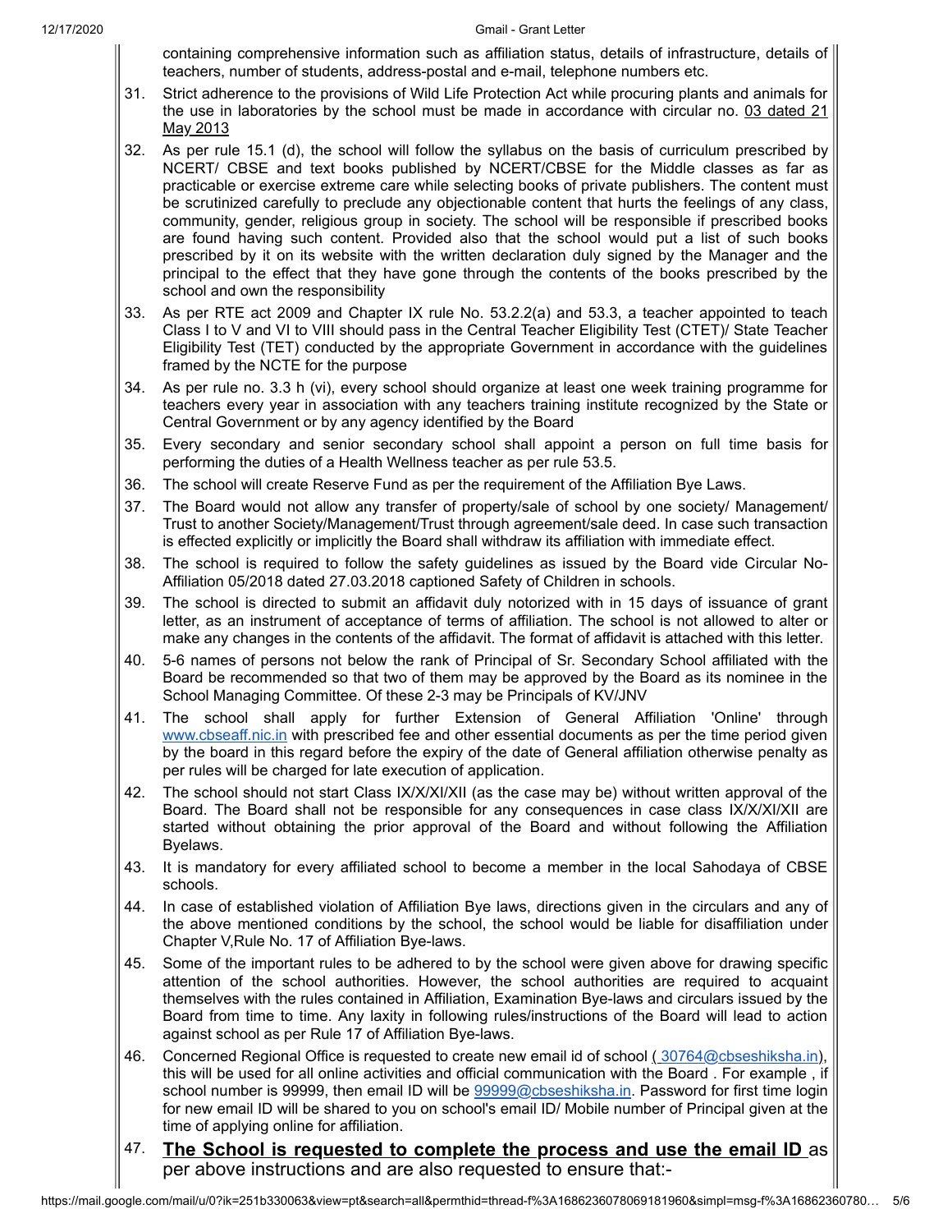containing comprehensive information such as affiliation status, details of infrastructure, details of teachers, number of students, address-postal and e-mail, telephone numbers etc.

31. Strict adherence to the provisions of Wild Life Protection Act while procuring plants and animals for the use in laboratories by the school must be made in accordance with circular no. 03 dated 21 May 2013
32. As per rule 15.1 (d), the school will follow the syllabus on the basis of curriculum prescribed by NCERT/ CBSE and text books published by NCERT/CBSE for the Middle classes as far as practicable or exercise extreme care while selecting books of private publishers. The content must be scrutinized carefully to preclude any objectionable content that hurts the feelings of any class, community, gender, religious group in society. The school will be responsible if prescribed books are found having such content. Provided also that the school would put a list of such books prescribed by it on its website with the written declaration duly signed by the Manager and the principal to the effect that they have gone through the contents of the books prescribed by the school and own the responsibility
33. As per RTE act 2009 and Chapter IX rule No. 53.2.2(a) and 53.3, a teacher appointed to teach Class I to V and VI to VIII should pass in the Central Teacher Eligibility Test (CTET)/ State Teacher Eligibility Test (TET) conducted by the appropriate Government in accordance with the guidelines framed by the NCTE for the purpose
34. As per rule no. 3.3 h (vi), every school should organize at least one week training programme for teachers every year in association with any teachers training institute recognized by the State or Central Government or by any agency identified by the Board
35. Every secondary and senior secondary school shall appoint a person on full time basis for performing the duties of a Health Wellness teacher as per rule 53.5.
36. The school will create Reserve Fund as per the requirement of the Affiliation Bye Laws.
37. The Board would not allow any transfer of property/sale of school by one society/ Management/ Trust to another Society/Management/Trust through agreement/sale deed. In case such transaction is effected explicitly or implicitly the Board shall withdraw its affiliation with immediate effect.
38. The school is required to follow the safety guidelines as issued by the Board vide Circular No-Affiliation 05/2018 dated 27.03.2018 captioned Safety of Children in schools.
39. The school is directed to submit an affidavit duly notorized with in 15 days of issuance of grant letter, as an instrument of acceptance of terms of affiliation. The school is not allowed to alter or make any changes in the contents of the affidavit. The format of affidavit is attached with this letter.
40. 5-6 names of persons not below the rank of Principal of Sr. Secondary School affiliated with the Board be recommended so that two of them may be approved by the Board as its nominee in the School Managing Committee. Of these 2-3 may be Principals of KV/JNV
41. The school shall apply for further Extension of General Affiliation 'Online' through www.cbseaff.nic.in with prescribed fee and other essential documents as per the time period given by the board in this regard before the expiry of the date of General affiliation otherwise penalty as per rules will be charged for late execution of application.
42. The school should not start Class IX/X/XI/XII (as the case may be) without written approval of the Board. The Board shall not be responsible for any consequences in case class IX/X/XI/XII are started without obtaining the prior approval of the Board and without following the Affiliation Byelaws.
43. It is mandatory for every affiliated school to become a member in the local Sahodaya of CBSE schools.
44. In case of established violation of Affiliation Bye laws, directions given in the circulars and any of the above mentioned conditions by the school, the school would be liable for disaffiliation under Chapter V,Rule No. 17 of Affiliation Bye-laws.
45. Some of the important rules to be adhered to by the school were given above for drawing specific attention of the school authorities. However, the school authorities are required to acquaint themselves with the rules contained in Affiliation, Examination Bye-laws and circulars issued by the Board from time to time. Any laxity in following rules/instructions of the Board will lead to action against school as per Rule 17 of Affiliation Bye-laws.
46. Concerned Regional Office is requested to create new email id of school ( 30764@cbseshiksha.in), this will be used for all online activities and official communication with the Board . For example , if school number is 99999, then email ID will be 99999@cbseshiksha.in. Password for first time login for new email ID will be shared to you on school's email ID/ Mobile number of Principal given at the time of applying online for affiliation.
47. **<u>The School is requested to complete the process and use the email ID</u>** as per above instructions and are also requested to ensure that:-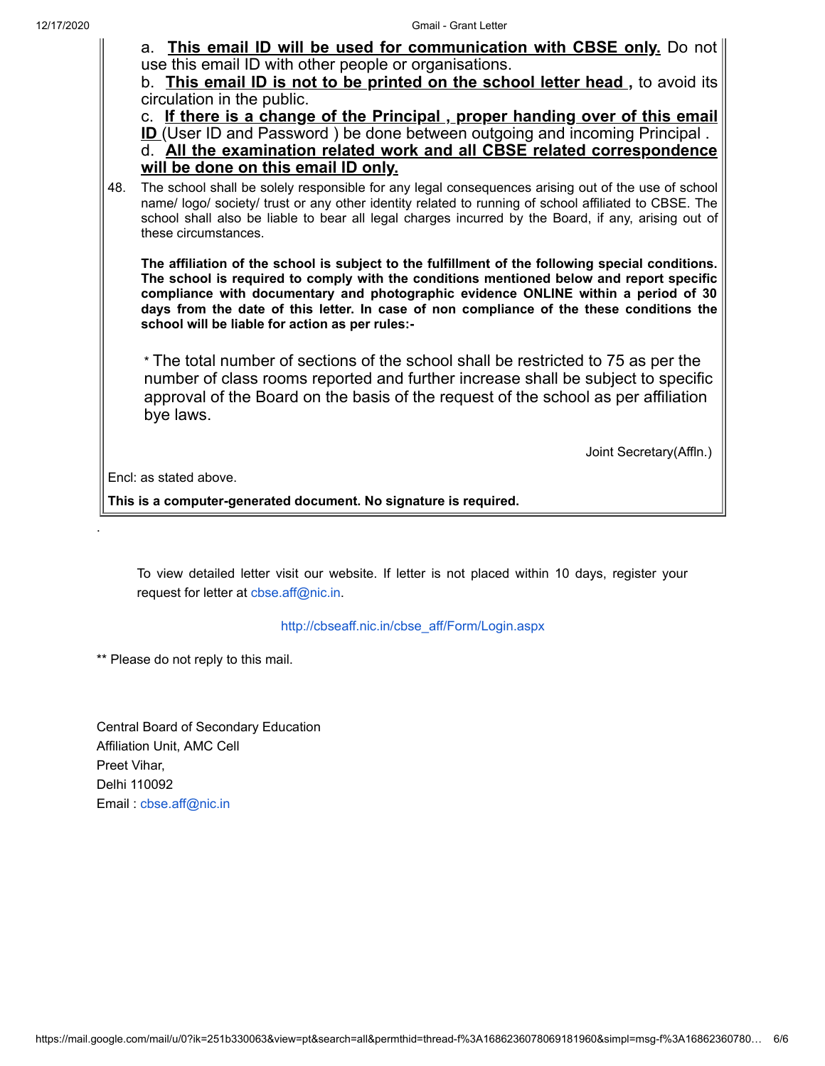a. **This email ID will be used for communication with CBSE only.** Do not use this email ID with other people or organisations.

b. **This email ID is not to be printed on the school letter head ,** to avoid its circulation in the public.

c. **If there is a change of the Principal , proper handing over of this email ID** (User ID and Password ) be done between outgoing and incoming Principal .

d. **All the examination related work and all CBSE related correspondence will be done on this email ID only.**

48. The school shall be solely responsible for any legal consequences arising out of the use of school name/ logo/ society/ trust or any other identity related to running of school affiliated to CBSE. The school shall also be liable to bear all legal charges incurred by the Board, if any, arising out of these circumstances.

**The affiliation of the school is subject to the fulfillment of the following special conditions. The school is required to comply with the conditions mentioned below and report specific compliance with documentary and photographic evidence ONLINE within a period of 30 days from the date of this letter. In case of non compliance of the these conditions the school will be liable for action as per rules:-**

* The total number of sections of the school shall be restricted to 75 as per the number of class rooms reported and further increase shall be subject to specific approval of the Board on the basis of the request of the school as per affiliation bye laws.

Joint Secretary(Affln.)

Encl: as stated above.

**This is a computer-generated document. No signature is required.**

To view detailed letter visit our website. If letter is not placed within 10 days, register your request for letter at cbse.aff@nic.in.

http://cbseaff.nic.in/cbse_aff/Form/Login.aspx

** Please do not reply to this mail.

Central Board of Secondary Education
Affiliation Unit, AMC Cell
Preet Vihar,
Delhi 110092
Email : cbse.aff@nic.in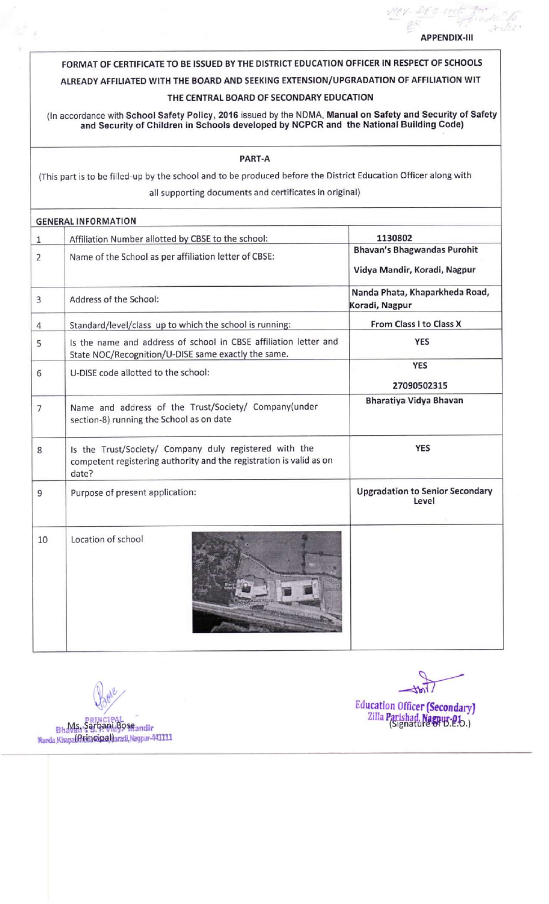APPENDIX-III

**FORMAT OF CERTIFICATE TO BE ISSUED BY THE DISTRICT EDUCATION OFFICER IN RESPECT OF SCHOOLS ALREADY AFFILIATED WITH THE BOARD AND SEEKING EXTENSION/UPGRADATION OF AFFILIATION WIT THE CENTRAL BOARD OF SECONDARY EDUCATION**

(In accordance with **School Safety Policy, 2016** issued by the NDMA, **Manual on Safety and Security of Safety and Security of Children in Schools developed by NCPCR and the National Building Code)**

**PART-A**

(This part is to be filled-up by the school and to be produced before the District Education Officer along with all supporting documents and certificates in original)

**GENERAL INFORMATION**

| | | |
|---|---|---|
| 1 | Affiliation Number allotted by CBSE to the school: | **1130802** |
| 2 | Name of the School as per affiliation letter of CBSE: | **Bhavan's Bhagwandas Purohit Vidya Mandir, Koradi, Nagpur** |
| 3 | Address of the School: | **Nanda Phata, Khaparkheda Road, Koradi, Nagpur** |
| 4 | Standard/level/class up to which the school is running: | **From Class I to Class X** |
| 5 | Is the name and address of school in CBSE affiliation letter and State NOC/Recognition/U-DISE same exactly the same. | **YES** |
| 6 | U-DISE code allotted to the school: | **YES**<br>**27090502315** |
| 7 | Name and address of the Trust/Society/ Company(under section-8) running the School as on date | **Bharatiya Vidya Bhavan** |
| 8 | Is the Trust/Society/ Company duly registered with the competent registering authority and the registration is valid as on date? | **YES** |
| 9 | Purpose of present application: | **Upgradation to Senior Secondary Level** |
| 10 | Location of school | |

Ms. Sarbani Bose
(Principal)
PRINCIPAL
Bhavan's B.P. Vidya Mandir
Nanda Khaparkheda Road, Koradi, Nagpur-441111

Education Officer (Secondary)
Zilla Parishad, Nagpur-01
(Signature of D.E.O.)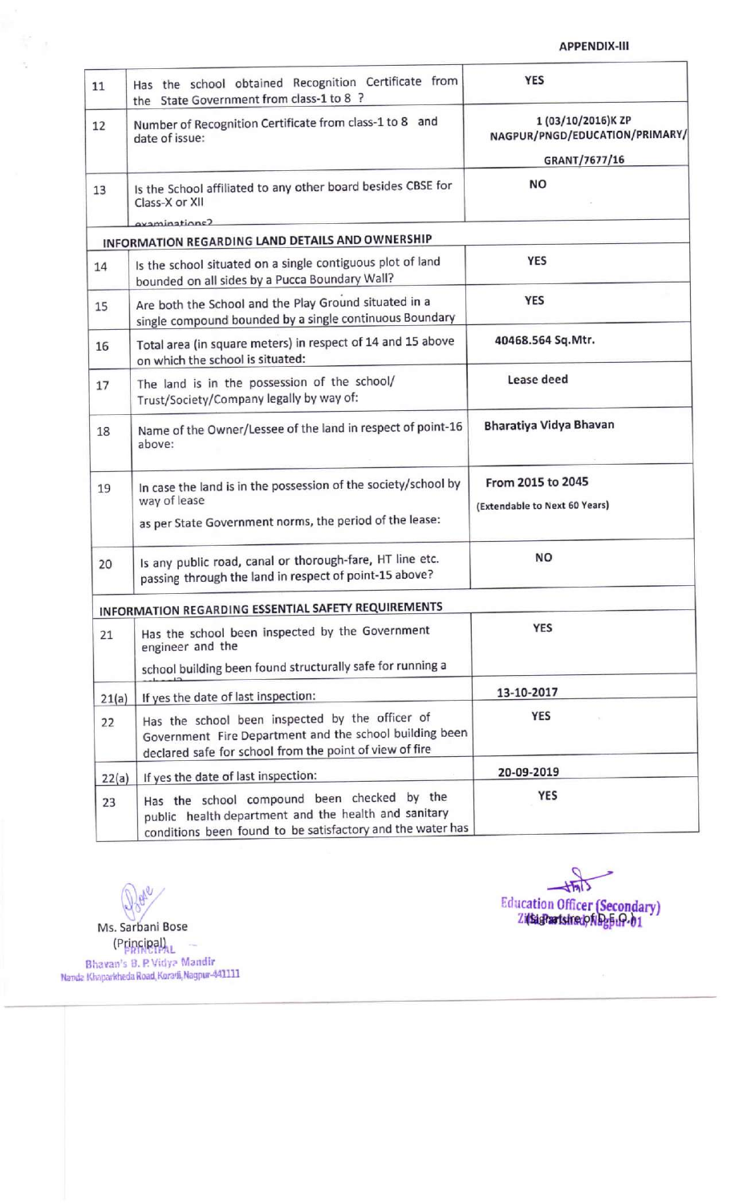**APPENDIX-III**

| | | |
|---|---|---|
| 11 | Has the school obtained Recognition Certificate from the State Government from class-1 to 8 ? | YES |
| 12 | Number of Recognition Certificate from class-1 to 8 and date of issue: | 1 (03/10/2016)K ZP NAGPUR/PNGD/EDUCATION/PRIMARY/ GRANT/7677/16 |
| 13 | Is the School affiliated to any other board besides CBSE for Class-X or XII examinations? | NO |
| **INFORMATION REGARDING LAND DETAILS AND OWNERSHIP** | | |
| 14 | Is the school situated on a single contiguous plot of land bounded on all sides by a Pucca Boundary Wall? | YES |
| 15 | Are both the School and the Play Ground situated in a single compound bounded by a single continuous Boundary | YES |
| 16 | Total area (in square meters) in respect of 14 and 15 above on which the school is situated: | 40468.564 Sq.Mtr. |
| 17 | The land is in the possession of the school/ Trust/Society/Company legally by way of: | Lease deed |
| 18 | Name of the Owner/Lessee of the land in respect of point-16 above: | Bharatiya Vidya Bhavan |
| 19 | In case the land is in the possession of the society/school by way of lease as per State Government norms, the period of the lease: | From 2015 to 2045 (Extendable to Next 60 Years) |
| 20 | Is any public road, canal or thorough-fare, HT line etc. passing through the land in respect of point-15 above? | NO |
| **INFORMATION REGARDING ESSENTIAL SAFETY REQUIREMENTS** | | |
| 21 | Has the school been inspected by the Government engineer and the school building been found structurally safe for running a school? | YES |
| 21(a) | If yes the date of last inspection: | 13-10-2017 |
| 22 | Has the school been inspected by the officer of Government Fire Department and the school building been declared safe for school from the point of view of fire | YES |
| 22(a) | If yes the date of last inspection: | 20-09-2019 |
| 23 | Has the school compound been checked by the public health department and the health and sanitary conditions been found to be satisfactory and the water has | YES |

Ms. Sarbani Bose
(Principal)
PRINCIPAL
Bhavan's B. P. Vidya Mandir
Nanda Khaparkheda Road, Koradi, Nagpur-441111

Education Officer (Secondary)
Zilla Parishad, Nagpur
(Signature of D.E.O.)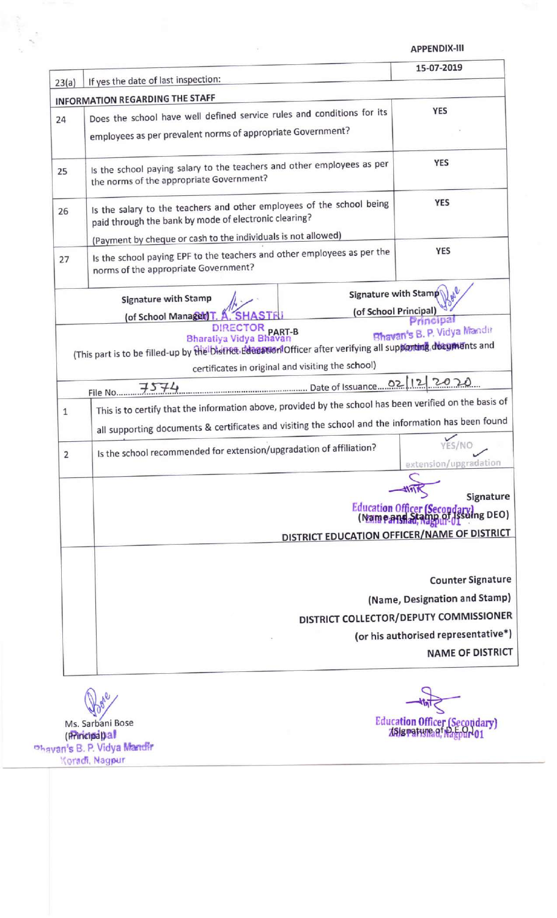**APPENDIX-III**

| | | |
|---|---|---|
| 23(a) | If yes the date of last inspection: | 15-07-2019 |
| **INFORMATION REGARDING THE STAFF** | | |
| 24 | Does the school have well defined service rules and conditions for its employees as per prevalent norms of appropriate Government? | YES |
| 25 | Is the school paying salary to the teachers and other employees as per the norms of the appropriate Government? | YES |
| 26 | Is the salary to the teachers and other employees of the school being paid through the bank by mode of electronic clearing? (Payment by cheque or cash to the individuals is not allowed) | YES |
| 27 | Is the school paying EPF to the teachers and other employees as per the norms of the appropriate Government? | YES |

**Signature with Stamp (of School Manager)** SMT. A. SHASTRI DIRECTOR Bharatiya Vidya Bhavan

**Signature with Stamp (of School Principal)** Principal Bhavan's B. P. Vidya Mandir

**PART-B**

(This part is to be filled-up by the District Education Officer after verifying all supporting documents and certificates in original and visiting the school)

File No. 7574 ........ Date of Issuance 02/12/2020

| | | |
|---|---|---|
| 1 | This is to certify that the information above, provided by the school has been verified on the basis of all supporting documents & certificates and visiting the school and the information has been found | |
| 2 | Is the school recommended for extension/upgradation of affiliation? | YES/NO ✓ extension/upgradation |

Signature

Education Officer (Secondary) Zilla Parishad, Nagpur-01

(Name and Stamp of Issuing DEO)

**DISTRICT EDUCATION OFFICER/NAME OF DISTRICT**

**Counter Signature**

**(Name, Designation and Stamp)**

**DISTRICT COLLECTOR/DEPUTY COMMISSIONER**

**(or his authorised representative\*)**

**NAME OF DISTRICT**

Ms. Sarbani Bose (Principal) Principal Bhavan's B. P. Vidya Mandir Koradi, Nagpur

Education Officer (Secondary) (Signature of D.E.O) Zilla Parishad, Nagpur-01